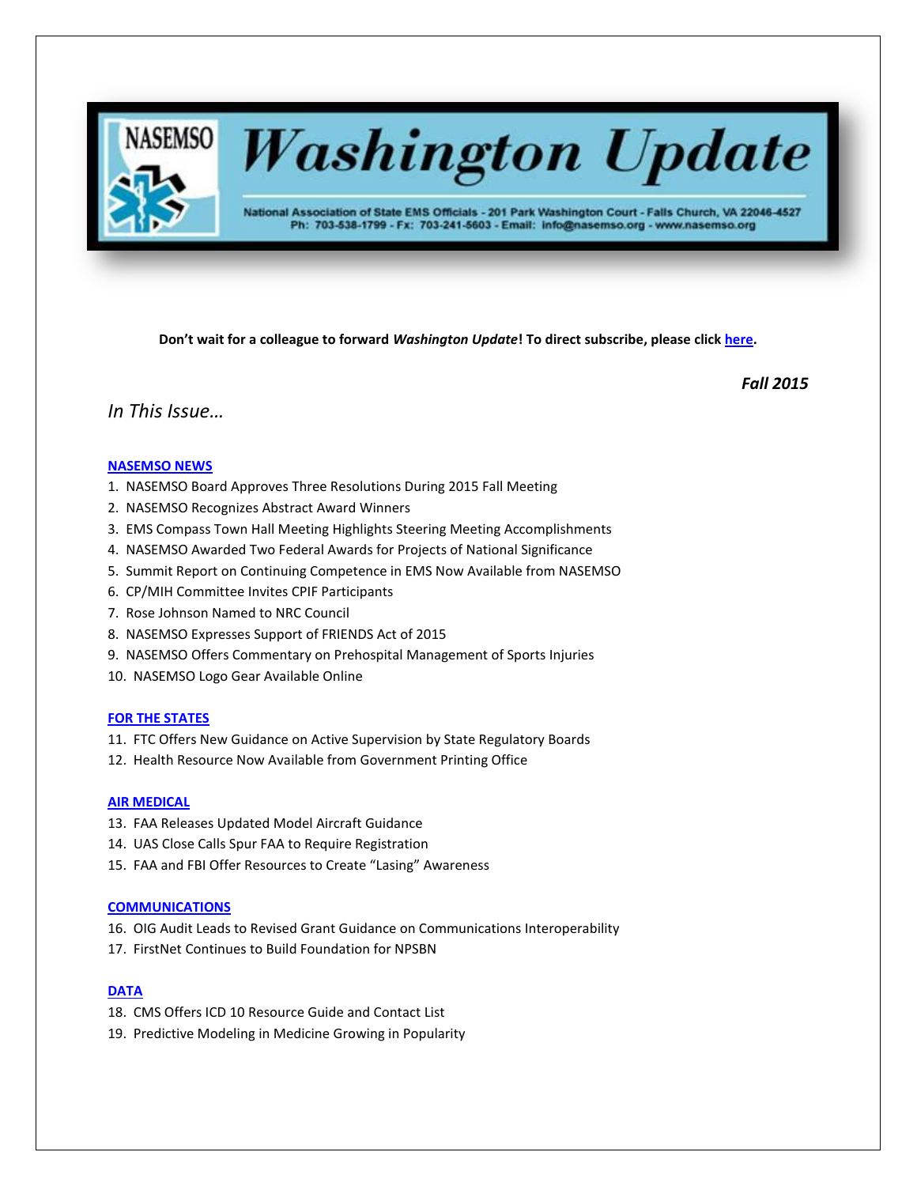# NASEMSO Washington Update

National Association of State EMS Officials - 201 Park Washington Court - Falls Church, VA 22046-4527
Ph: 703-538-1799 - Fx: 703-241-5603 - Email: info@nasemso.org - www.nasemso.org

**Don't wait for a colleague to forward *Washington Update*! To direct subscribe, please click here.**

***Fall 2015***

*In This Issue…*

### NASEMSO NEWS

1. NASEMSO Board Approves Three Resolutions During 2015 Fall Meeting
2. NASEMSO Recognizes Abstract Award Winners
3. EMS Compass Town Hall Meeting Highlights Steering Meeting Accomplishments
4. NASEMSO Awarded Two Federal Awards for Projects of National Significance
5. Summit Report on Continuing Competence in EMS Now Available from NASEMSO
6. CP/MIH Committee Invites CPIF Participants
7. Rose Johnson Named to NRC Council
8. NASEMSO Expresses Support of FRIENDS Act of 2015
9. NASEMSO Offers Commentary on Prehospital Management of Sports Injuries
10. NASEMSO Logo Gear Available Online

### FOR THE STATES

11. FTC Offers New Guidance on Active Supervision by State Regulatory Boards
12. Health Resource Now Available from Government Printing Office

### AIR MEDICAL

13. FAA Releases Updated Model Aircraft Guidance
14. UAS Close Calls Spur FAA to Require Registration
15. FAA and FBI Offer Resources to Create "Lasing" Awareness

### COMMUNICATIONS

16. OIG Audit Leads to Revised Grant Guidance on Communications Interoperability
17. FirstNet Continues to Build Foundation for NPSBN

### DATA

18. CMS Offers ICD 10 Resource Guide and Contact List
19. Predictive Modeling in Medicine Growing in Popularity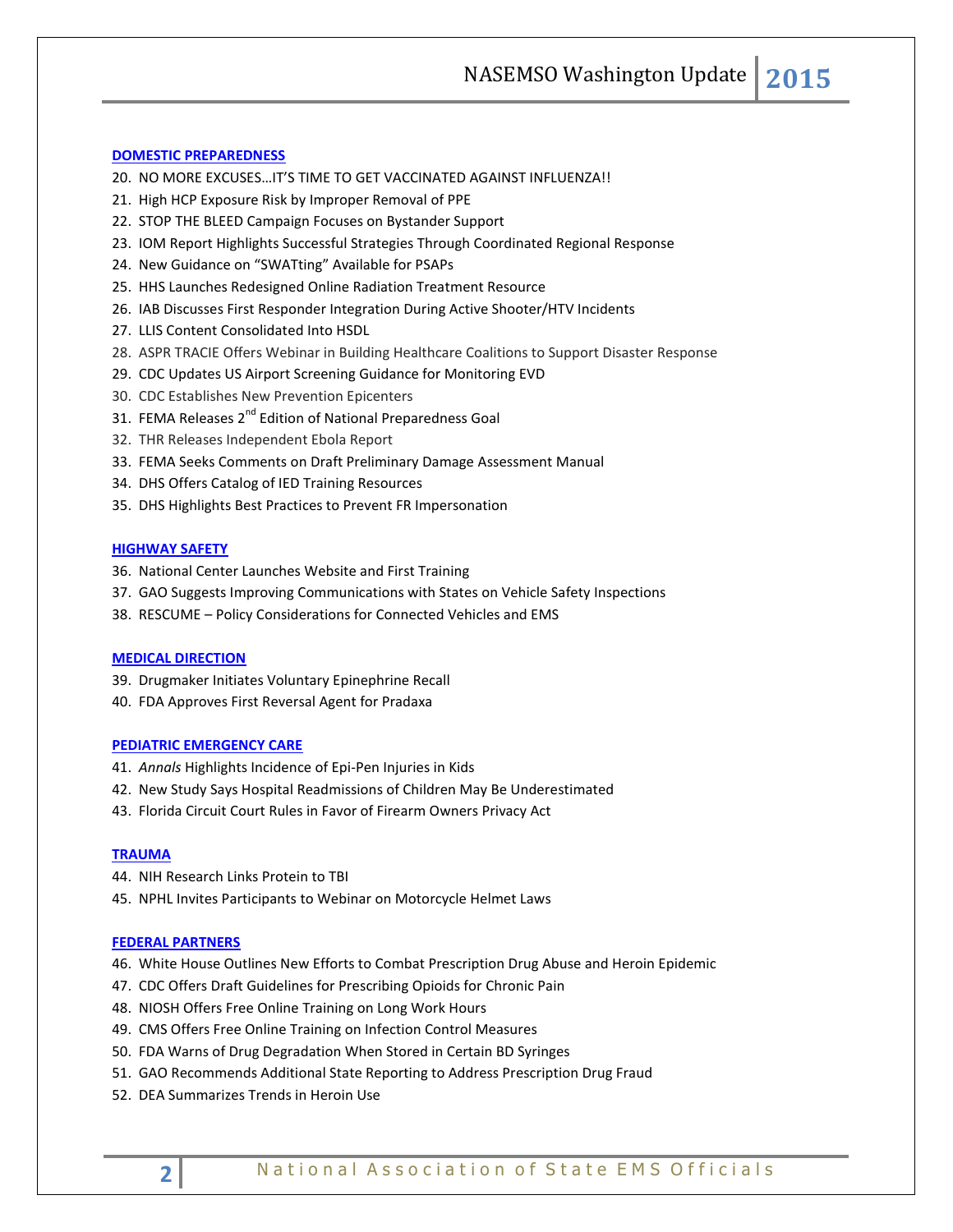## DOMESTIC PREPAREDNESS

20. NO MORE EXCUSES…IT'S TIME TO GET VACCINATED AGAINST INFLUENZA!!
21. High HCP Exposure Risk by Improper Removal of PPE
22. STOP THE BLEED Campaign Focuses on Bystander Support
23. IOM Report Highlights Successful Strategies Through Coordinated Regional Response
24. New Guidance on "SWATting" Available for PSAPs
25. HHS Launches Redesigned Online Radiation Treatment Resource
26. IAB Discusses First Responder Integration During Active Shooter/HTV Incidents
27. LLIS Content Consolidated Into HSDL
28. ASPR TRACIE Offers Webinar in Building Healthcare Coalitions to Support Disaster Response
29. CDC Updates US Airport Screening Guidance for Monitoring EVD
30. CDC Establishes New Prevention Epicenters
31. FEMA Releases 2nd Edition of National Preparedness Goal
32. THR Releases Independent Ebola Report
33. FEMA Seeks Comments on Draft Preliminary Damage Assessment Manual
34. DHS Offers Catalog of IED Training Resources
35. DHS Highlights Best Practices to Prevent FR Impersonation

## HIGHWAY SAFETY

36. National Center Launches Website and First Training
37. GAO Suggests Improving Communications with States on Vehicle Safety Inspections
38. RESCUME – Policy Considerations for Connected Vehicles and EMS

## MEDICAL DIRECTION

39. Drugmaker Initiates Voluntary Epinephrine Recall
40. FDA Approves First Reversal Agent for Pradaxa

## PEDIATRIC EMERGENCY CARE

41. *Annals* Highlights Incidence of Epi-Pen Injuries in Kids
42. New Study Says Hospital Readmissions of Children May Be Underestimated
43. Florida Circuit Court Rules in Favor of Firearm Owners Privacy Act

## TRAUMA

44. NIH Research Links Protein to TBI
45. NPHL Invites Participants to Webinar on Motorcycle Helmet Laws

## FEDERAL PARTNERS

46. White House Outlines New Efforts to Combat Prescription Drug Abuse and Heroin Epidemic
47. CDC Offers Draft Guidelines for Prescribing Opioids for Chronic Pain
48. NIOSH Offers Free Online Training on Long Work Hours
49. CMS Offers Free Online Training on Infection Control Measures
50. FDA Warns of Drug Degradation When Stored in Certain BD Syringes
51. GAO Recommends Additional State Reporting to Address Prescription Drug Fraud
52. DEA Summarizes Trends in Heroin Use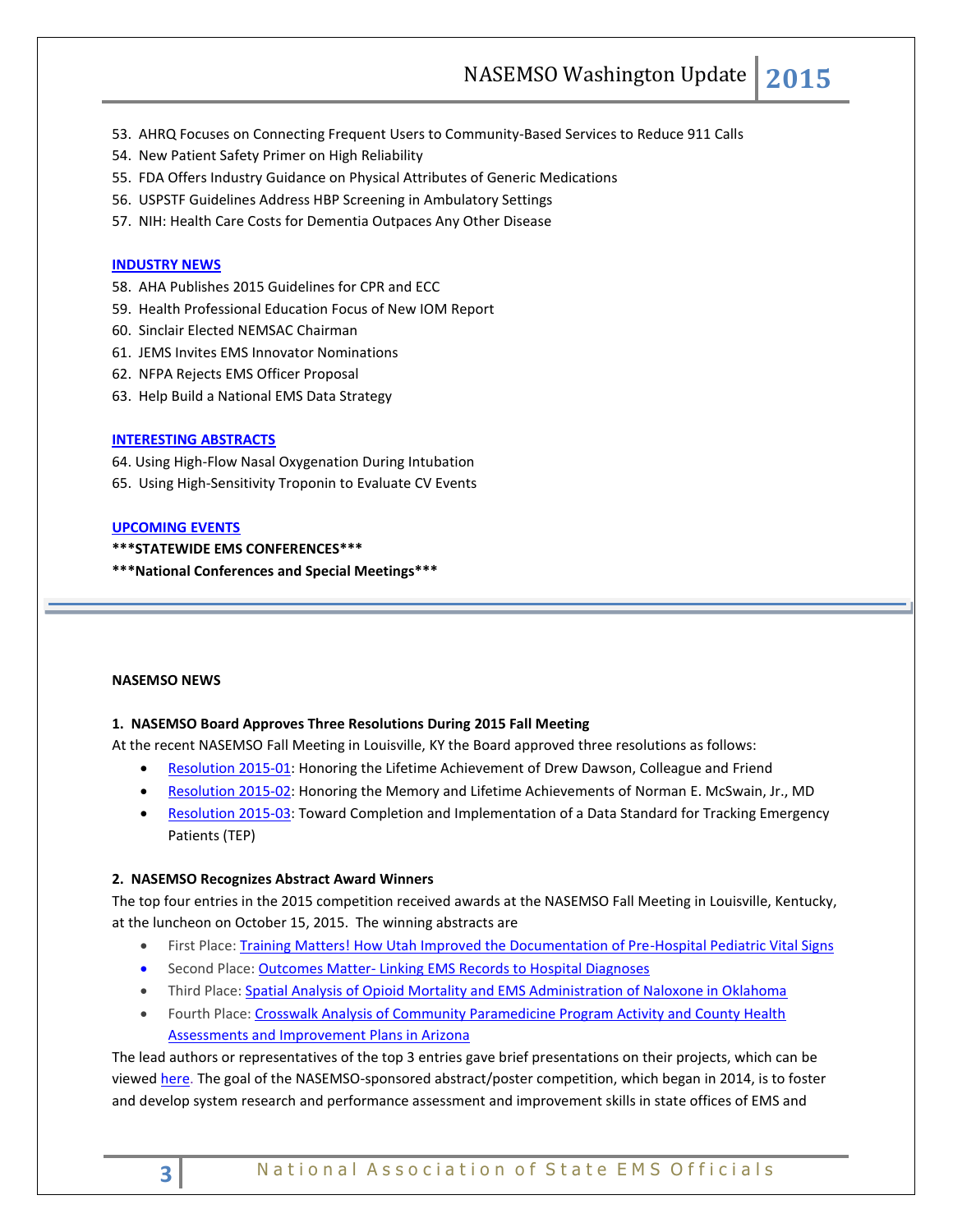53. AHRQ Focuses on Connecting Frequent Users to Community-Based Services to Reduce 911 Calls
54. New Patient Safety Primer on High Reliability
55. FDA Offers Industry Guidance on Physical Attributes of Generic Medications
56. USPSTF Guidelines Address HBP Screening in Ambulatory Settings
57. NIH: Health Care Costs for Dementia Outpaces Any Other Disease

**INDUSTRY NEWS**

58. AHA Publishes 2015 Guidelines for CPR and ECC
59. Health Professional Education Focus of New IOM Report
60. Sinclair Elected NEMSAC Chairman
61. JEMS Invites EMS Innovator Nominations
62. NFPA Rejects EMS Officer Proposal
63. Help Build a National EMS Data Strategy

**INTERESTING ABSTRACTS**

64. Using High-Flow Nasal Oxygenation During Intubation
65. Using High-Sensitivity Troponin to Evaluate CV Events

**UPCOMING EVENTS**

**\*\*\*STATEWIDE EMS CONFERENCES\*\*\***

**\*\*\*National Conferences and Special Meetings\*\*\***

---

## NASEMSO NEWS

### 1. NASEMSO Board Approves Three Resolutions During 2015 Fall Meeting

At the recent NASEMSO Fall Meeting in Louisville, KY the Board approved three resolutions as follows:

- Resolution 2015-01: Honoring the Lifetime Achievement of Drew Dawson, Colleague and Friend
- Resolution 2015-02: Honoring the Memory and Lifetime Achievements of Norman E. McSwain, Jr., MD
- Resolution 2015-03: Toward Completion and Implementation of a Data Standard for Tracking Emergency Patients (TEP)

### 2. NASEMSO Recognizes Abstract Award Winners

The top four entries in the 2015 competition received awards at the NASEMSO Fall Meeting in Louisville, Kentucky, at the luncheon on October 15, 2015. The winning abstracts are

- First Place: Training Matters! How Utah Improved the Documentation of Pre-Hospital Pediatric Vital Signs
- Second Place: Outcomes Matter- Linking EMS Records to Hospital Diagnoses
- Third Place: Spatial Analysis of Opioid Mortality and EMS Administration of Naloxone in Oklahoma
- Fourth Place: Crosswalk Analysis of Community Paramedicine Program Activity and County Health Assessments and Improvement Plans in Arizona

The lead authors or representatives of the top 3 entries gave brief presentations on their projects, which can be viewed here. The goal of the NASEMSO-sponsored abstract/poster competition, which began in 2014, is to foster and develop system research and performance assessment and improvement skills in state offices of EMS and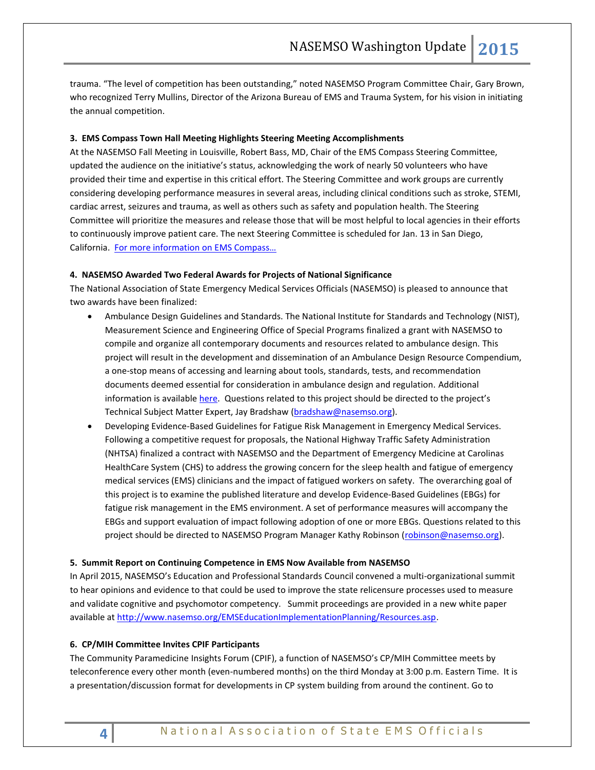trauma. "The level of competition has been outstanding," noted NASEMSO Program Committee Chair, Gary Brown, who recognized Terry Mullins, Director of the Arizona Bureau of EMS and Trauma System, for his vision in initiating the annual competition.

**3. EMS Compass Town Hall Meeting Highlights Steering Meeting Accomplishments**

At the NASEMSO Fall Meeting in Louisville, Robert Bass, MD, Chair of the EMS Compass Steering Committee, updated the audience on the initiative's status, acknowledging the work of nearly 50 volunteers who have provided their time and expertise in this critical effort. The Steering Committee and work groups are currently considering developing performance measures in several areas, including clinical conditions such as stroke, STEMI, cardiac arrest, seizures and trauma, as well as others such as safety and population health. The Steering Committee will prioritize the measures and release those that will be most helpful to local agencies in their efforts to continuously improve patient care. The next Steering Committee is scheduled for Jan. 13 in San Diego, California. For more information on EMS Compass…

**4. NASEMSO Awarded Two Federal Awards for Projects of National Significance**

The National Association of State Emergency Medical Services Officials (NASEMSO) is pleased to announce that two awards have been finalized:

- Ambulance Design Guidelines and Standards. The National Institute for Standards and Technology (NIST), Measurement Science and Engineering Office of Special Programs finalized a grant with NASEMSO to compile and organize all contemporary documents and resources related to ambulance design. This project will result in the development and dissemination of an Ambulance Design Resource Compendium, a one-stop means of accessing and learning about tools, standards, tests, and recommendation documents deemed essential for consideration in ambulance design and regulation. Additional information is available here. Questions related to this project should be directed to the project's Technical Subject Matter Expert, Jay Bradshaw (bradshaw@nasemso.org).
- Developing Evidence-Based Guidelines for Fatigue Risk Management in Emergency Medical Services. Following a competitive request for proposals, the National Highway Traffic Safety Administration (NHTSA) finalized a contract with NASEMSO and the Department of Emergency Medicine at Carolinas HealthCare System (CHS) to address the growing concern for the sleep health and fatigue of emergency medical services (EMS) clinicians and the impact of fatigued workers on safety. The overarching goal of this project is to examine the published literature and develop Evidence-Based Guidelines (EBGs) for fatigue risk management in the EMS environment. A set of performance measures will accompany the EBGs and support evaluation of impact following adoption of one or more EBGs. Questions related to this project should be directed to NASEMSO Program Manager Kathy Robinson (robinson@nasemso.org).

**5. Summit Report on Continuing Competence in EMS Now Available from NASEMSO**

In April 2015, NASEMSO's Education and Professional Standards Council convened a multi-organizational summit to hear opinions and evidence to that could be used to improve the state relicensure processes used to measure and validate cognitive and psychomotor competency. Summit proceedings are provided in a new white paper available at http://www.nasemso.org/EMSEducationImplementationPlanning/Resources.asp.

**6. CP/MIH Committee Invites CPIF Participants**

The Community Paramedicine Insights Forum (CPIF), a function of NASEMSO's CP/MIH Committee meets by teleconference every other month (even-numbered months) on the third Monday at 3:00 p.m. Eastern Time. It is a presentation/discussion format for developments in CP system building from around the continent. Go to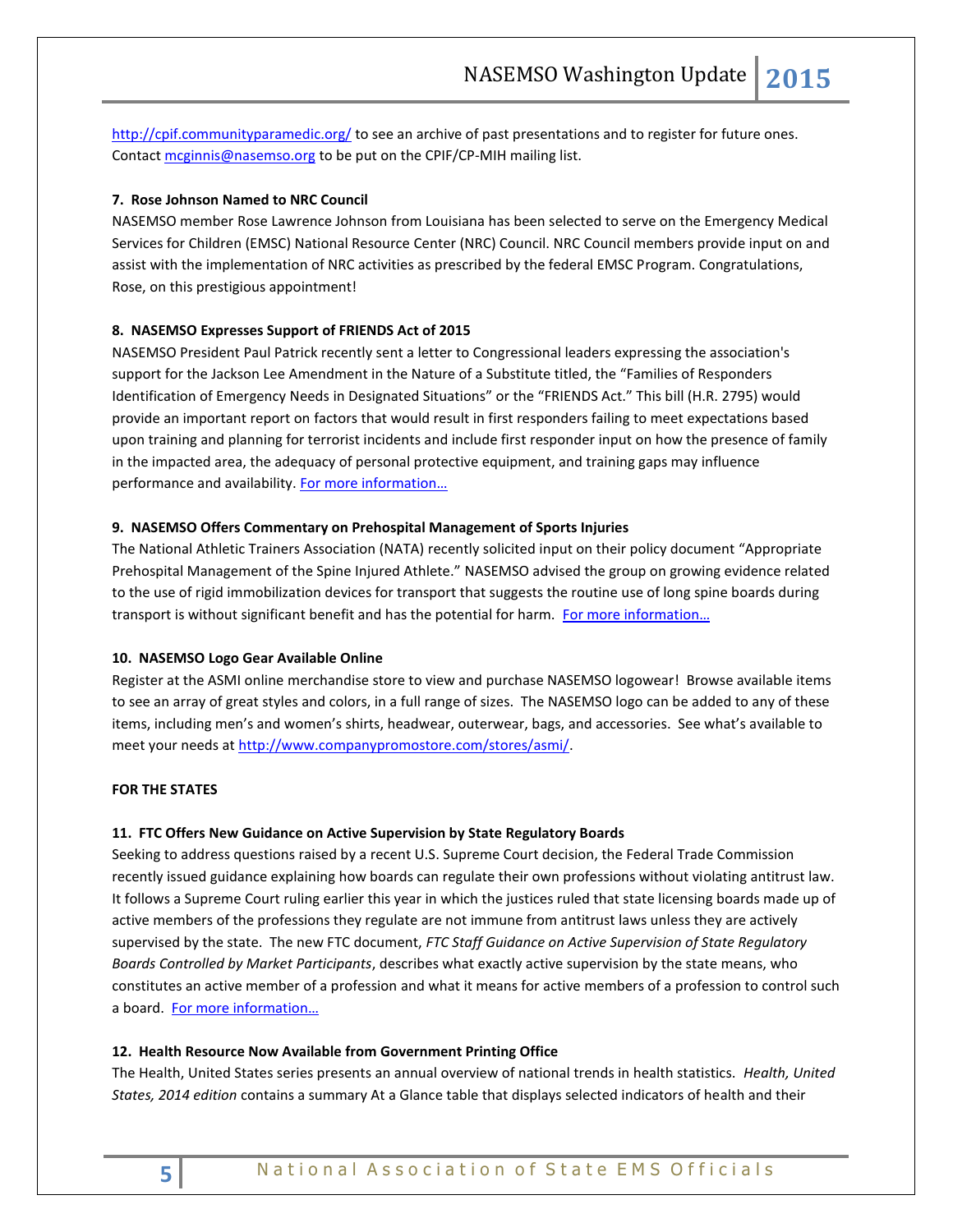http://cpif.communityparamedic.org/ to see an archive of past presentations and to register for future ones. Contact mcginnis@nasemso.org to be put on the CPIF/CP-MIH mailing list.

**7. Rose Johnson Named to NRC Council**

NASEMSO member Rose Lawrence Johnson from Louisiana has been selected to serve on the Emergency Medical Services for Children (EMSC) National Resource Center (NRC) Council. NRC Council members provide input on and assist with the implementation of NRC activities as prescribed by the federal EMSC Program. Congratulations, Rose, on this prestigious appointment!

**8. NASEMSO Expresses Support of FRIENDS Act of 2015**

NASEMSO President Paul Patrick recently sent a letter to Congressional leaders expressing the association's support for the Jackson Lee Amendment in the Nature of a Substitute titled, the "Families of Responders Identification of Emergency Needs in Designated Situations" or the "FRIENDS Act." This bill (H.R. 2795) would provide an important report on factors that would result in first responders failing to meet expectations based upon training and planning for terrorist incidents and include first responder input on how the presence of family in the impacted area, the adequacy of personal protective equipment, and training gaps may influence performance and availability. For more information…

**9. NASEMSO Offers Commentary on Prehospital Management of Sports Injuries**

The National Athletic Trainers Association (NATA) recently solicited input on their policy document "Appropriate Prehospital Management of the Spine Injured Athlete." NASEMSO advised the group on growing evidence related to the use of rigid immobilization devices for transport that suggests the routine use of long spine boards during transport is without significant benefit and has the potential for harm. For more information…

**10. NASEMSO Logo Gear Available Online**

Register at the ASMI online merchandise store to view and purchase NASEMSO logowear! Browse available items to see an array of great styles and colors, in a full range of sizes. The NASEMSO logo can be added to any of these items, including men's and women's shirts, headwear, outerwear, bags, and accessories. See what's available to meet your needs at http://www.companypromostore.com/stores/asmi/.

**FOR THE STATES**

**11. FTC Offers New Guidance on Active Supervision by State Regulatory Boards**

Seeking to address questions raised by a recent U.S. Supreme Court decision, the Federal Trade Commission recently issued guidance explaining how boards can regulate their own professions without violating antitrust law. It follows a Supreme Court ruling earlier this year in which the justices ruled that state licensing boards made up of active members of the professions they regulate are not immune from antitrust laws unless they are actively supervised by the state. The new FTC document, *FTC Staff Guidance on Active Supervision of State Regulatory Boards Controlled by Market Participants*, describes what exactly active supervision by the state means, who constitutes an active member of a profession and what it means for active members of a profession to control such a board. For more information…

**12. Health Resource Now Available from Government Printing Office**

The Health, United States series presents an annual overview of national trends in health statistics. *Health, United States, 2014 edition* contains a summary At a Glance table that displays selected indicators of health and their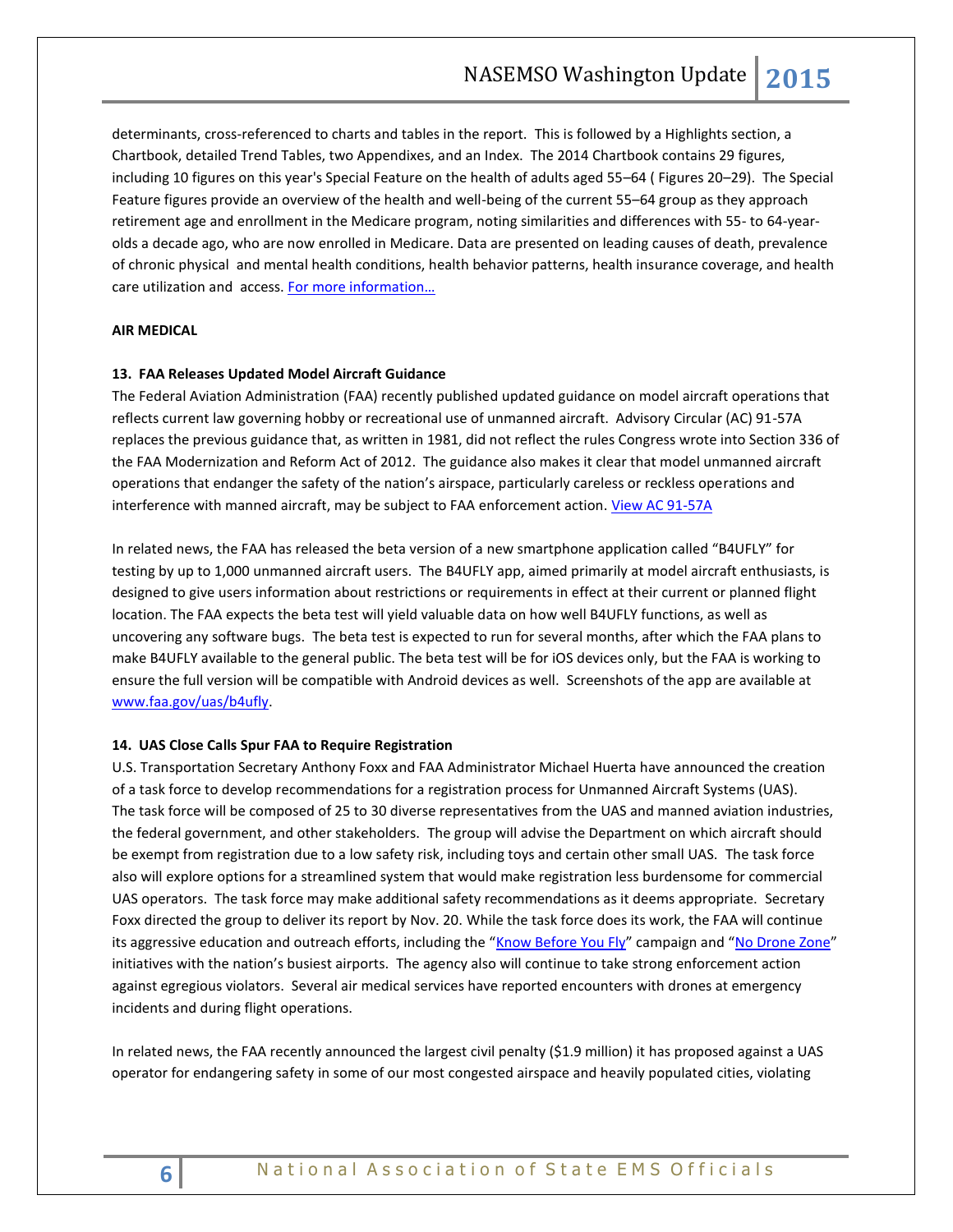determinants, cross-referenced to charts and tables in the report. This is followed by a Highlights section, a Chartbook, detailed Trend Tables, two Appendixes, and an Index. The 2014 Chartbook contains 29 figures, including 10 figures on this year's Special Feature on the health of adults aged 55–64 ( Figures 20–29). The Special Feature figures provide an overview of the health and well-being of the current 55–64 group as they approach retirement age and enrollment in the Medicare program, noting similarities and differences with 55- to 64-year-olds a decade ago, who are now enrolled in Medicare. Data are presented on leading causes of death, prevalence of chronic physical and mental health conditions, health behavior patterns, health insurance coverage, and health care utilization and access. For more information…

## AIR MEDICAL

### 13. FAA Releases Updated Model Aircraft Guidance

The Federal Aviation Administration (FAA) recently published updated guidance on model aircraft operations that reflects current law governing hobby or recreational use of unmanned aircraft. Advisory Circular (AC) 91-57A replaces the previous guidance that, as written in 1981, did not reflect the rules Congress wrote into Section 336 of the FAA Modernization and Reform Act of 2012. The guidance also makes it clear that model unmanned aircraft operations that endanger the safety of the nation's airspace, particularly careless or reckless operations and interference with manned aircraft, may be subject to FAA enforcement action. View AC 91-57A

In related news, the FAA has released the beta version of a new smartphone application called "B4UFLY" for testing by up to 1,000 unmanned aircraft users. The B4UFLY app, aimed primarily at model aircraft enthusiasts, is designed to give users information about restrictions or requirements in effect at their current or planned flight location. The FAA expects the beta test will yield valuable data on how well B4UFLY functions, as well as uncovering any software bugs. The beta test is expected to run for several months, after which the FAA plans to make B4UFLY available to the general public. The beta test will be for iOS devices only, but the FAA is working to ensure the full version will be compatible with Android devices as well. Screenshots of the app are available at www.faa.gov/uas/b4ufly.

### 14. UAS Close Calls Spur FAA to Require Registration

U.S. Transportation Secretary Anthony Foxx and FAA Administrator Michael Huerta have announced the creation of a task force to develop recommendations for a registration process for Unmanned Aircraft Systems (UAS). The task force will be composed of 25 to 30 diverse representatives from the UAS and manned aviation industries, the federal government, and other stakeholders. The group will advise the Department on which aircraft should be exempt from registration due to a low safety risk, including toys and certain other small UAS. The task force also will explore options for a streamlined system that would make registration less burdensome for commercial UAS operators. The task force may make additional safety recommendations as it deems appropriate. Secretary Foxx directed the group to deliver its report by Nov. 20. While the task force does its work, the FAA will continue its aggressive education and outreach efforts, including the "Know Before You Fly" campaign and "No Drone Zone" initiatives with the nation's busiest airports. The agency also will continue to take strong enforcement action against egregious violators. Several air medical services have reported encounters with drones at emergency incidents and during flight operations.

In related news, the FAA recently announced the largest civil penalty ($1.9 million) it has proposed against a UAS operator for endangering safety in some of our most congested airspace and heavily populated cities, violating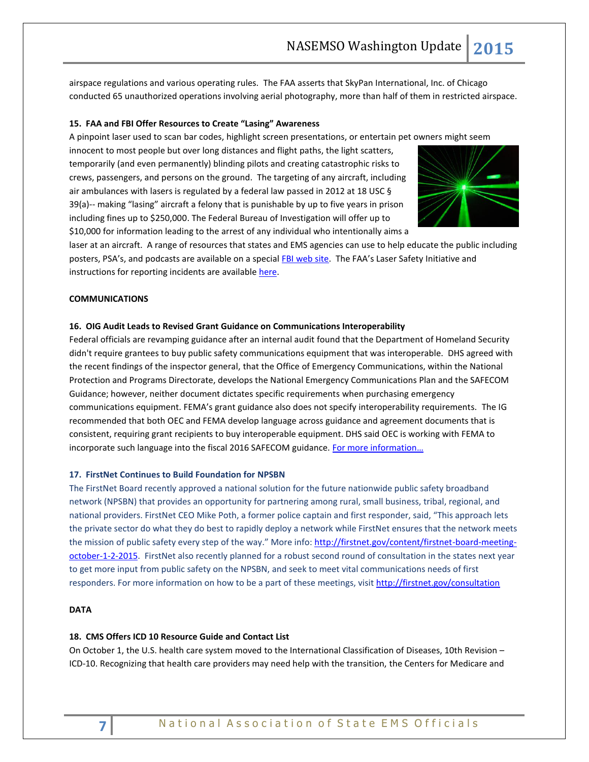airspace regulations and various operating rules. The FAA asserts that SkyPan International, Inc. of Chicago conducted 65 unauthorized operations involving aerial photography, more than half of them in restricted airspace.

**15. FAA and FBI Offer Resources to Create "Lasing" Awareness**

A pinpoint laser used to scan bar codes, highlight screen presentations, or entertain pet owners might seem innocent to most people but over long distances and flight paths, the light scatters, temporarily (and even permanently) blinding pilots and creating catastrophic risks to crews, passengers, and persons on the ground. The targeting of any aircraft, including air ambulances with lasers is regulated by a federal law passed in 2012 at 18 USC § 39(a)-- making "lasing" aircraft a felony that is punishable by up to five years in prison including fines up to $250,000. The Federal Bureau of Investigation will offer up to $10,000 for information leading to the arrest of any individual who intentionally aims a laser at an aircraft. A range of resources that states and EMS agencies can use to help educate the public including posters, PSA's, and podcasts are available on a special FBI web site. The FAA's Laser Safety Initiative and instructions for reporting incidents are available here.

**COMMUNICATIONS**

**16. OIG Audit Leads to Revised Grant Guidance on Communications Interoperability**

Federal officials are revamping guidance after an internal audit found that the Department of Homeland Security didn't require grantees to buy public safety communications equipment that was interoperable. DHS agreed with the recent findings of the inspector general, that the Office of Emergency Communications, within the National Protection and Programs Directorate, develops the National Emergency Communications Plan and the SAFECOM Guidance; however, neither document dictates specific requirements when purchasing emergency communications equipment. FEMA's grant guidance also does not specify interoperability requirements. The IG recommended that both OEC and FEMA develop language across guidance and agreement documents that is consistent, requiring grant recipients to buy interoperable equipment. DHS said OEC is working with FEMA to incorporate such language into the fiscal 2016 SAFECOM guidance. For more information…

**17. FirstNet Continues to Build Foundation for NPSBN**

The FirstNet Board recently approved a national solution for the future nationwide public safety broadband network (NPSBN) that provides an opportunity for partnering among rural, small business, tribal, regional, and national providers. FirstNet CEO Mike Poth, a former police captain and first responder, said, "This approach lets the private sector do what they do best to rapidly deploy a network while FirstNet ensures that the network meets the mission of public safety every step of the way." More info: http://firstnet.gov/content/firstnet-board-meeting-october-1-2-2015. FirstNet also recently planned for a robust second round of consultation in the states next year to get more input from public safety on the NPSBN, and seek to meet vital communications needs of first responders. For more information on how to be a part of these meetings, visit http://firstnet.gov/consultation

**DATA**

**18. CMS Offers ICD 10 Resource Guide and Contact List**

On October 1, the U.S. health care system moved to the International Classification of Diseases, 10th Revision – ICD-10. Recognizing that health care providers may need help with the transition, the Centers for Medicare and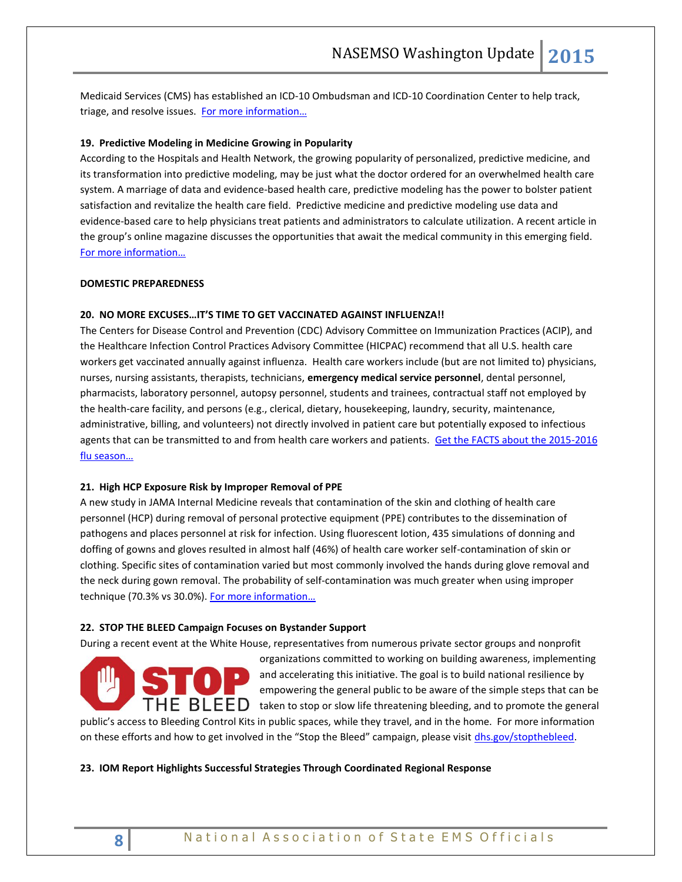Medicaid Services (CMS) has established an ICD-10 Ombudsman and ICD-10 Coordination Center to help track, triage, and resolve issues. [For more information…]

### 19. Predictive Modeling in Medicine Growing in Popularity

According to the Hospitals and Health Network, the growing popularity of personalized, predictive medicine, and its transformation into predictive modeling, may be just what the doctor ordered for an overwhelmed health care system. A marriage of data and evidence-based health care, predictive modeling has the power to bolster patient satisfaction and revitalize the health care field. Predictive medicine and predictive modeling use data and evidence-based care to help physicians treat patients and administrators to calculate utilization. A recent article in the group's online magazine discusses the opportunities that await the medical community in this emerging field. [For more information…]

## DOMESTIC PREPAREDNESS

### 20. NO MORE EXCUSES…IT'S TIME TO GET VACCINATED AGAINST INFLUENZA!!

The Centers for Disease Control and Prevention (CDC) Advisory Committee on Immunization Practices (ACIP), and the Healthcare Infection Control Practices Advisory Committee (HICPAC) recommend that all U.S. health care workers get vaccinated annually against influenza. Health care workers include (but are not limited to) physicians, nurses, nursing assistants, therapists, technicians, **emergency medical service personnel**, dental personnel, pharmacists, laboratory personnel, autopsy personnel, students and trainees, contractual staff not employed by the health-care facility, and persons (e.g., clerical, dietary, housekeeping, laundry, security, maintenance, administrative, billing, and volunteers) not directly involved in patient care but potentially exposed to infectious agents that can be transmitted to and from health care workers and patients. [Get the FACTS about the 2015-2016 flu season…]

### 21. High HCP Exposure Risk by Improper Removal of PPE

A new study in JAMA Internal Medicine reveals that contamination of the skin and clothing of health care personnel (HCP) during removal of personal protective equipment (PPE) contributes to the dissemination of pathogens and places personnel at risk for infection. Using fluorescent lotion, 435 simulations of donning and doffing of gowns and gloves resulted in almost half (46%) of health care worker self-contamination of skin or clothing. Specific sites of contamination varied but most commonly involved the hands during glove removal and the neck during gown removal. The probability of self-contamination was much greater when using improper technique (70.3% vs 30.0%). [For more information…]

### 22. STOP THE BLEED Campaign Focuses on Bystander Support

During a recent event at the White House, representatives from numerous private sector groups and nonprofit organizations committed to working on building awareness, implementing and accelerating this initiative. The goal is to build national resilience by empowering the general public to be aware of the simple steps that can be taken to stop or slow life threatening bleeding, and to promote the general public's access to Bleeding Control Kits in public spaces, while they travel, and in the home. For more information on these efforts and how to get involved in the "Stop the Bleed" campaign, please visit [dhs.gov/stopthebleed].

### 23. IOM Report Highlights Successful Strategies Through Coordinated Regional Response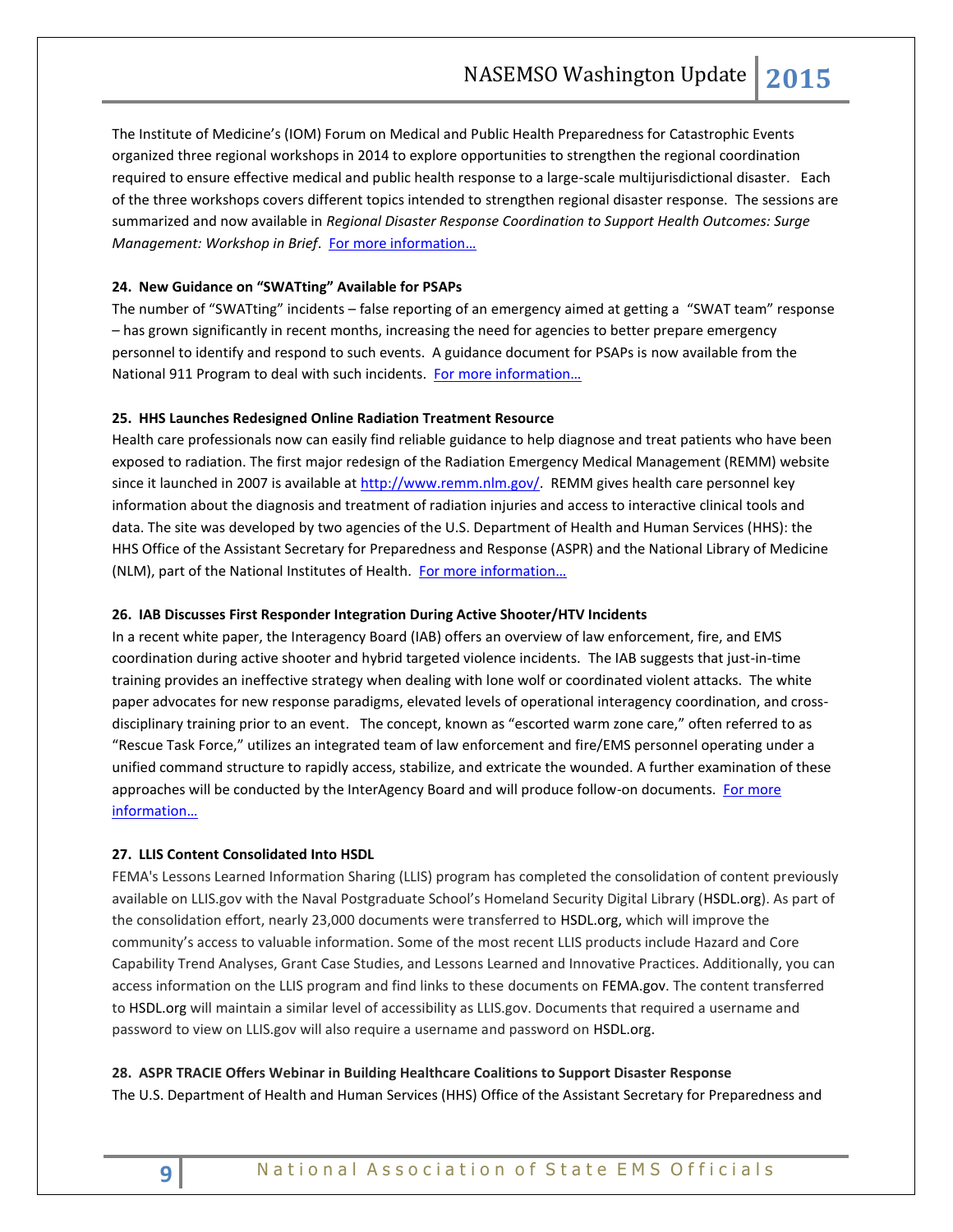The Institute of Medicine's (IOM) Forum on Medical and Public Health Preparedness for Catastrophic Events organized three regional workshops in 2014 to explore opportunities to strengthen the regional coordination required to ensure effective medical and public health response to a large-scale multijurisdictional disaster. Each of the three workshops covers different topics intended to strengthen regional disaster response. The sessions are summarized and now available in *Regional Disaster Response Coordination to Support Health Outcomes: Surge Management: Workshop in Brief*. [For more information…]

**24. New Guidance on "SWATting" Available for PSAPs**

The number of "SWATting" incidents – false reporting of an emergency aimed at getting a "SWAT team" response – has grown significantly in recent months, increasing the need for agencies to better prepare emergency personnel to identify and respond to such events. A guidance document for PSAPs is now available from the National 911 Program to deal with such incidents. [For more information…]

**25. HHS Launches Redesigned Online Radiation Treatment Resource**

Health care professionals now can easily find reliable guidance to help diagnose and treat patients who have been exposed to radiation. The first major redesign of the Radiation Emergency Medical Management (REMM) website since it launched in 2007 is available at http://www.remm.nlm.gov/. REMM gives health care personnel key information about the diagnosis and treatment of radiation injuries and access to interactive clinical tools and data. The site was developed by two agencies of the U.S. Department of Health and Human Services (HHS): the HHS Office of the Assistant Secretary for Preparedness and Response (ASPR) and the National Library of Medicine (NLM), part of the National Institutes of Health. [For more information…]

**26. IAB Discusses First Responder Integration During Active Shooter/HTV Incidents**

In a recent white paper, the Interagency Board (IAB) offers an overview of law enforcement, fire, and EMS coordination during active shooter and hybrid targeted violence incidents. The IAB suggests that just-in-time training provides an ineffective strategy when dealing with lone wolf or coordinated violent attacks. The white paper advocates for new response paradigms, elevated levels of operational interagency coordination, and cross-disciplinary training prior to an event. The concept, known as "escorted warm zone care," often referred to as "Rescue Task Force," utilizes an integrated team of law enforcement and fire/EMS personnel operating under a unified command structure to rapidly access, stabilize, and extricate the wounded. A further examination of these approaches will be conducted by the InterAgency Board and will produce follow-on documents. [For more information…]

**27. LLIS Content Consolidated Into HSDL**

FEMA's Lessons Learned Information Sharing (LLIS) program has completed the consolidation of content previously available on LLIS.gov with the Naval Postgraduate School's Homeland Security Digital Library (HSDL.org). As part of the consolidation effort, nearly 23,000 documents were transferred to HSDL.org, which will improve the community's access to valuable information. Some of the most recent LLIS products include Hazard and Core Capability Trend Analyses, Grant Case Studies, and Lessons Learned and Innovative Practices. Additionally, you can access information on the LLIS program and find links to these documents on FEMA.gov. The content transferred to HSDL.org will maintain a similar level of accessibility as LLIS.gov. Documents that required a username and password to view on LLIS.gov will also require a username and password on HSDL.org.

**28. ASPR TRACIE Offers Webinar in Building Healthcare Coalitions to Support Disaster Response**

The U.S. Department of Health and Human Services (HHS) Office of the Assistant Secretary for Preparedness and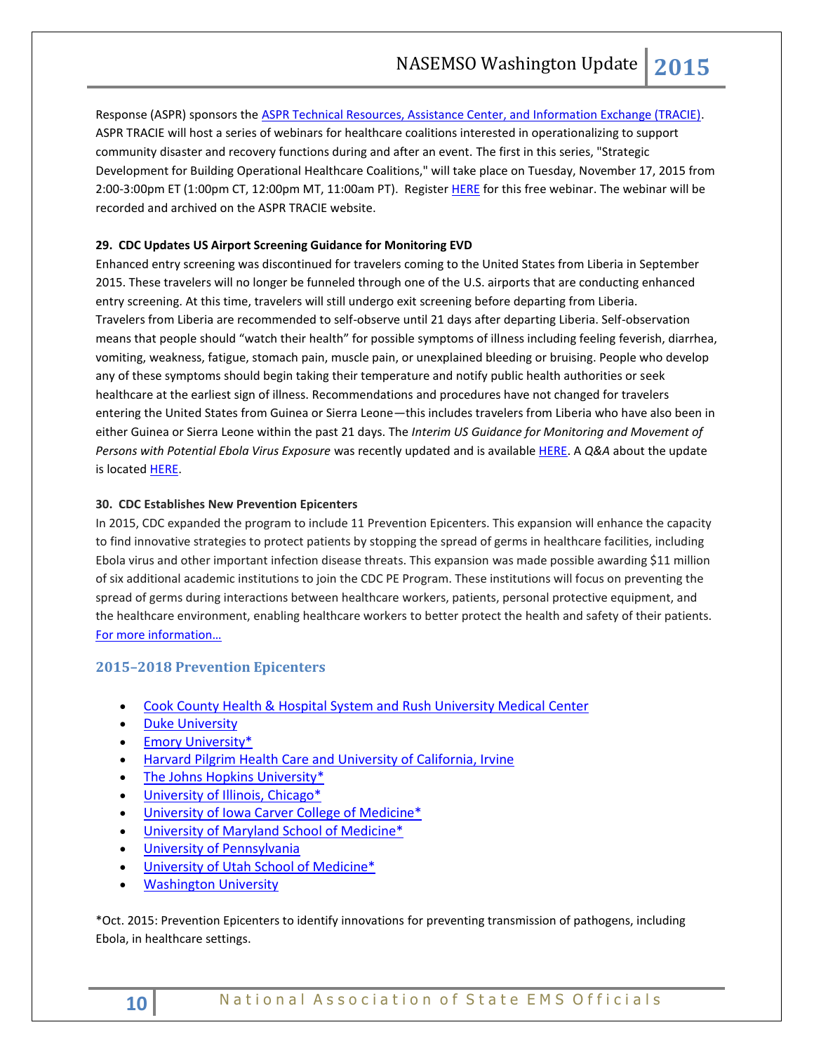Response (ASPR) sponsors the ASPR Technical Resources, Assistance Center, and Information Exchange (TRACIE). ASPR TRACIE will host a series of webinars for healthcare coalitions interested in operationalizing to support community disaster and recovery functions during and after an event. The first in this series, "Strategic Development for Building Operational Healthcare Coalitions," will take place on Tuesday, November 17, 2015 from 2:00-3:00pm ET (1:00pm CT, 12:00pm MT, 11:00am PT). Register HERE for this free webinar. The webinar will be recorded and archived on the ASPR TRACIE website.

**29. CDC Updates US Airport Screening Guidance for Monitoring EVD**

Enhanced entry screening was discontinued for travelers coming to the United States from Liberia in September 2015. These travelers will no longer be funneled through one of the U.S. airports that are conducting enhanced entry screening. At this time, travelers will still undergo exit screening before departing from Liberia. Travelers from Liberia are recommended to self-observe until 21 days after departing Liberia. Self-observation means that people should "watch their health" for possible symptoms of illness including feeling feverish, diarrhea, vomiting, weakness, fatigue, stomach pain, muscle pain, or unexplained bleeding or bruising. People who develop any of these symptoms should begin taking their temperature and notify public health authorities or seek healthcare at the earliest sign of illness. Recommendations and procedures have not changed for travelers entering the United States from Guinea or Sierra Leone—this includes travelers from Liberia who have also been in either Guinea or Sierra Leone within the past 21 days. The *Interim US Guidance for Monitoring and Movement of Persons with Potential Ebola Virus Exposure* was recently updated and is available HERE. A *Q&A* about the update is located HERE.

**30. CDC Establishes New Prevention Epicenters**

In 2015, CDC expanded the program to include 11 Prevention Epicenters. This expansion will enhance the capacity to find innovative strategies to protect patients by stopping the spread of germs in healthcare facilities, including Ebola virus and other important infection disease threats. This expansion was made possible awarding $11 million of six additional academic institutions to join the CDC PE Program. These institutions will focus on preventing the spread of germs during interactions between healthcare workers, patients, personal protective equipment, and the healthcare environment, enabling healthcare workers to better protect the health and safety of their patients. For more information…

## 2015–2018 Prevention Epicenters

- Cook County Health & Hospital System and Rush University Medical Center
- Duke University
- Emory University*
- Harvard Pilgrim Health Care and University of California, Irvine
- The Johns Hopkins University*
- University of Illinois, Chicago*
- University of Iowa Carver College of Medicine*
- University of Maryland School of Medicine*
- University of Pennsylvania
- University of Utah School of Medicine*
- Washington University

*Oct. 2015: Prevention Epicenters to identify innovations for preventing transmission of pathogens, including Ebola, in healthcare settings.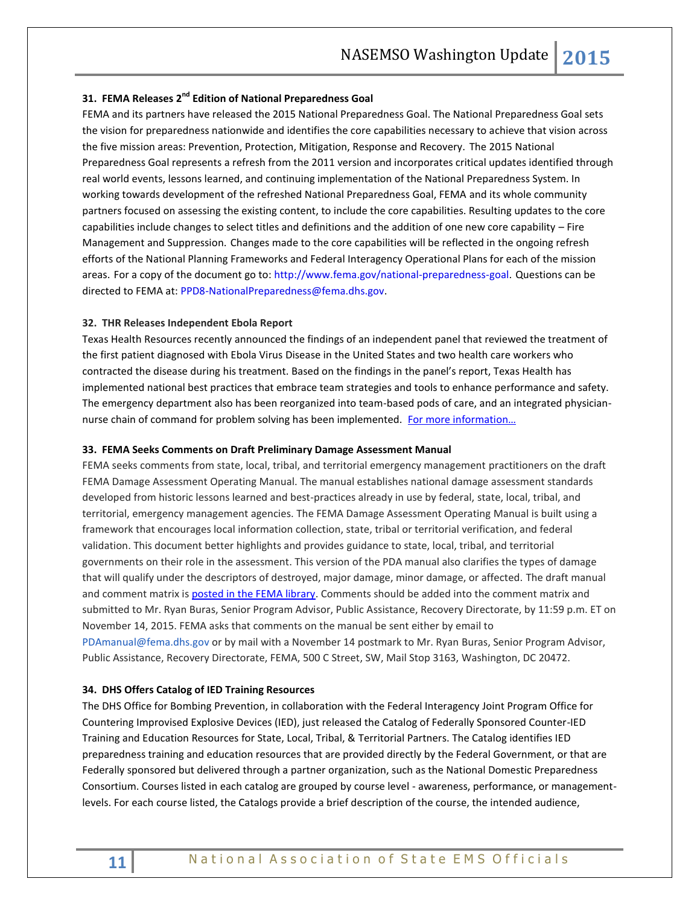### 31. FEMA Releases 2nd Edition of National Preparedness Goal

FEMA and its partners have released the 2015 National Preparedness Goal. The National Preparedness Goal sets the vision for preparedness nationwide and identifies the core capabilities necessary to achieve that vision across the five mission areas: Prevention, Protection, Mitigation, Response and Recovery. The 2015 National Preparedness Goal represents a refresh from the 2011 version and incorporates critical updates identified through real world events, lessons learned, and continuing implementation of the National Preparedness System. In working towards development of the refreshed National Preparedness Goal, FEMA and its whole community partners focused on assessing the existing content, to include the core capabilities. Resulting updates to the core capabilities include changes to select titles and definitions and the addition of one new core capability – Fire Management and Suppression. Changes made to the core capabilities will be reflected in the ongoing refresh efforts of the National Planning Frameworks and Federal Interagency Operational Plans for each of the mission areas. For a copy of the document go to: http://www.fema.gov/national-preparedness-goal. Questions can be directed to FEMA at: PPD8-NationalPreparedness@fema.dhs.gov.

### 32. THR Releases Independent Ebola Report

Texas Health Resources recently announced the findings of an independent panel that reviewed the treatment of the first patient diagnosed with Ebola Virus Disease in the United States and two health care workers who contracted the disease during his treatment. Based on the findings in the panel's report, Texas Health has implemented national best practices that embrace team strategies and tools to enhance performance and safety. The emergency department also has been reorganized into team-based pods of care, and an integrated physician-nurse chain of command for problem solving has been implemented. For more information…

### 33. FEMA Seeks Comments on Draft Preliminary Damage Assessment Manual

FEMA seeks comments from state, local, tribal, and territorial emergency management practitioners on the draft FEMA Damage Assessment Operating Manual. The manual establishes national damage assessment standards developed from historic lessons learned and best-practices already in use by federal, state, local, tribal, and territorial, emergency management agencies. The FEMA Damage Assessment Operating Manual is built using a framework that encourages local information collection, state, tribal or territorial verification, and federal validation. This document better highlights and provides guidance to state, local, tribal, and territorial governments on their role in the assessment. This version of the PDA manual also clarifies the types of damage that will qualify under the descriptors of destroyed, major damage, minor damage, or affected. The draft manual and comment matrix is posted in the FEMA library. Comments should be added into the comment matrix and submitted to Mr. Ryan Buras, Senior Program Advisor, Public Assistance, Recovery Directorate, by 11:59 p.m. ET on November 14, 2015. FEMA asks that comments on the manual be sent either by email to PDAmanual@fema.dhs.gov or by mail with a November 14 postmark to Mr. Ryan Buras, Senior Program Advisor, Public Assistance, Recovery Directorate, FEMA, 500 C Street, SW, Mail Stop 3163, Washington, DC 20472.

### 34. DHS Offers Catalog of IED Training Resources

The DHS Office for Bombing Prevention, in collaboration with the Federal Interagency Joint Program Office for Countering Improvised Explosive Devices (IED), just released the Catalog of Federally Sponsored Counter-IED Training and Education Resources for State, Local, Tribal, & Territorial Partners. The Catalog identifies IED preparedness training and education resources that are provided directly by the Federal Government, or that are Federally sponsored but delivered through a partner organization, such as the National Domestic Preparedness Consortium. Courses listed in each catalog are grouped by course level - awareness, performance, or management-levels. For each course listed, the Catalogs provide a brief description of the course, the intended audience,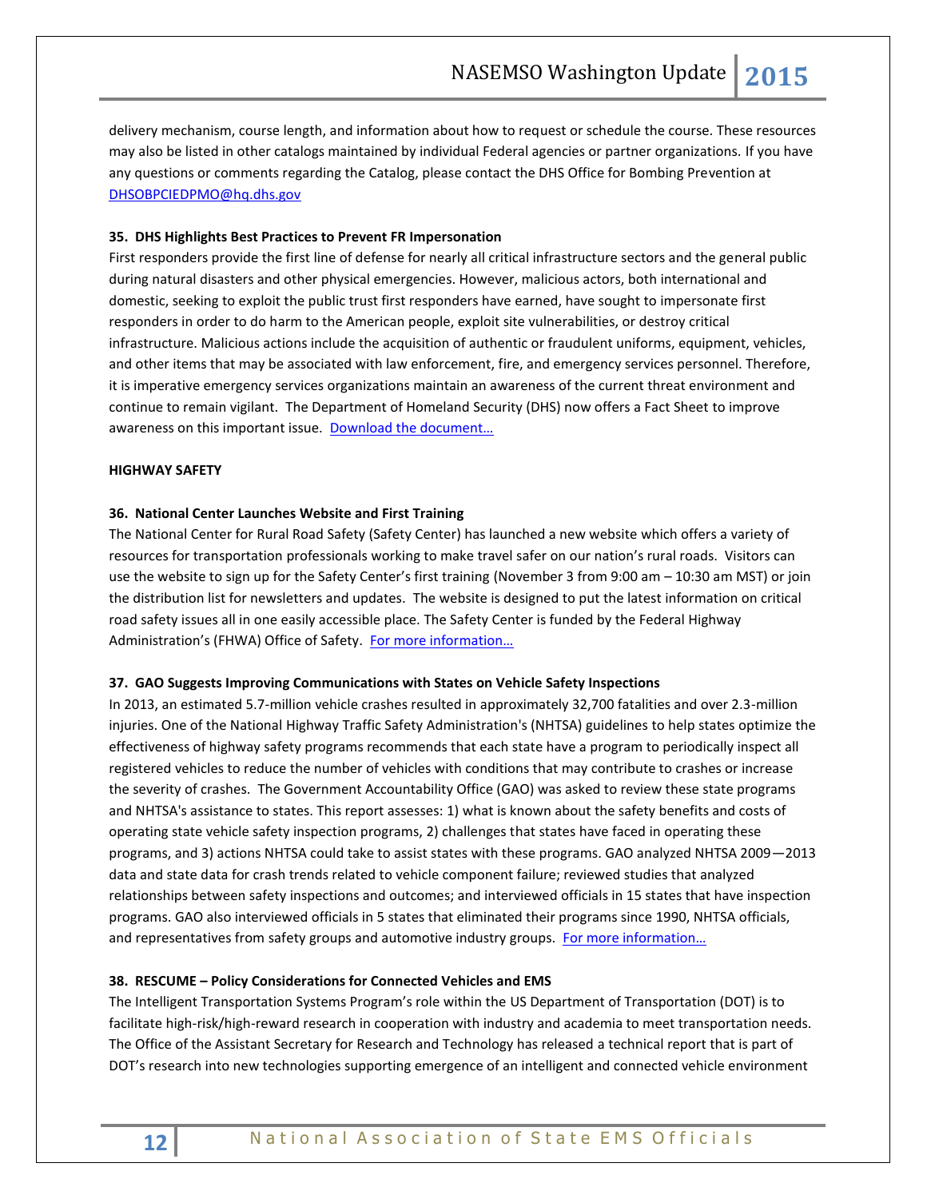delivery mechanism, course length, and information about how to request or schedule the course. These resources may also be listed in other catalogs maintained by individual Federal agencies or partner organizations. If you have any questions or comments regarding the Catalog, please contact the DHS Office for Bombing Prevention at [DHSOBPCIEDPMO@hq.dhs.gov](mailto:DHSOBPCIEDPMO@hq.dhs.gov)

**35. DHS Highlights Best Practices to Prevent FR Impersonation**

First responders provide the first line of defense for nearly all critical infrastructure sectors and the general public during natural disasters and other physical emergencies. However, malicious actors, both international and domestic, seeking to exploit the public trust first responders have earned, have sought to impersonate first responders in order to do harm to the American people, exploit site vulnerabilities, or destroy critical infrastructure. Malicious actions include the acquisition of authentic or fraudulent uniforms, equipment, vehicles, and other items that may be associated with law enforcement, fire, and emergency services personnel. Therefore, it is imperative emergency services organizations maintain an awareness of the current threat environment and continue to remain vigilant. The Department of Homeland Security (DHS) now offers a Fact Sheet to improve awareness on this important issue. Download the document…

**HIGHWAY SAFETY**

**36. National Center Launches Website and First Training**

The National Center for Rural Road Safety (Safety Center) has launched a new website which offers a variety of resources for transportation professionals working to make travel safer on our nation's rural roads. Visitors can use the website to sign up for the Safety Center's first training (November 3 from 9:00 am – 10:30 am MST) or join the distribution list for newsletters and updates. The website is designed to put the latest information on critical road safety issues all in one easily accessible place. The Safety Center is funded by the Federal Highway Administration's (FHWA) Office of Safety. For more information…

**37. GAO Suggests Improving Communications with States on Vehicle Safety Inspections**

In 2013, an estimated 5.7-million vehicle crashes resulted in approximately 32,700 fatalities and over 2.3-million injuries. One of the National Highway Traffic Safety Administration's (NHTSA) guidelines to help states optimize the effectiveness of highway safety programs recommends that each state have a program to periodically inspect all registered vehicles to reduce the number of vehicles with conditions that may contribute to crashes or increase the severity of crashes. The Government Accountability Office (GAO) was asked to review these state programs and NHTSA's assistance to states. This report assesses: 1) what is known about the safety benefits and costs of operating state vehicle safety inspection programs, 2) challenges that states have faced in operating these programs, and 3) actions NHTSA could take to assist states with these programs. GAO analyzed NHTSA 2009—2013 data and state data for crash trends related to vehicle component failure; reviewed studies that analyzed relationships between safety inspections and outcomes; and interviewed officials in 15 states that have inspection programs. GAO also interviewed officials in 5 states that eliminated their programs since 1990, NHTSA officials, and representatives from safety groups and automotive industry groups. For more information…

**38. RESCUME – Policy Considerations for Connected Vehicles and EMS**

The Intelligent Transportation Systems Program's role within the US Department of Transportation (DOT) is to facilitate high-risk/high-reward research in cooperation with industry and academia to meet transportation needs. The Office of the Assistant Secretary for Research and Technology has released a technical report that is part of DOT's research into new technologies supporting emergence of an intelligent and connected vehicle environment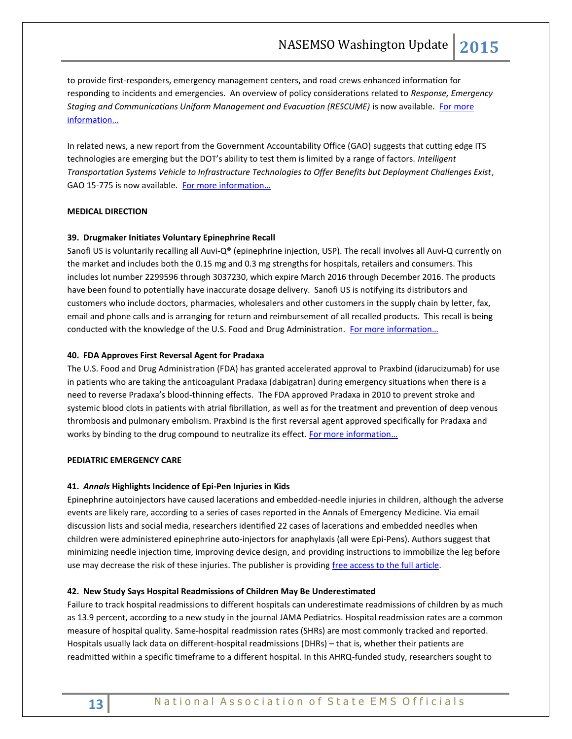to provide first-responders, emergency management centers, and road crews enhanced information for responding to incidents and emergencies. An overview of policy considerations related to *Response, Emergency Staging and Communications Uniform Management and Evacuation (RESCUME)* is now available. [For more information…]()

In related news, a new report from the Government Accountability Office (GAO) suggests that cutting edge ITS technologies are emerging but the DOT's ability to test them is limited by a range of factors. *Intelligent Transportation Systems Vehicle to Infrastructure Technologies to Offer Benefits but Deployment Challenges Exist*, GAO 15-775 is now available. [For more information…]()

**MEDICAL DIRECTION**

**39. Drugmaker Initiates Voluntary Epinephrine Recall**

Sanofi US is voluntarily recalling all Auvi-Q® (epinephrine injection, USP). The recall involves all Auvi-Q currently on the market and includes both the 0.15 mg and 0.3 mg strengths for hospitals, retailers and consumers. This includes lot number 2299596 through 3037230, which expire March 2016 through December 2016. The products have been found to potentially have inaccurate dosage delivery. Sanofi US is notifying its distributors and customers who include doctors, pharmacies, wholesalers and other customers in the supply chain by letter, fax, email and phone calls and is arranging for return and reimbursement of all recalled products. This recall is being conducted with the knowledge of the U.S. Food and Drug Administration. [For more information…]()

**40. FDA Approves First Reversal Agent for Pradaxa**

The U.S. Food and Drug Administration (FDA) has granted accelerated approval to Praxbind (idarucizumab) for use in patients who are taking the anticoagulant Pradaxa (dabigatran) during emergency situations when there is a need to reverse Pradaxa's blood-thinning effects. The FDA approved Pradaxa in 2010 to prevent stroke and systemic blood clots in patients with atrial fibrillation, as well as for the treatment and prevention of deep venous thrombosis and pulmonary embolism. Praxbind is the first reversal agent approved specifically for Pradaxa and works by binding to the drug compound to neutralize its effect. [For more information…]()

**PEDIATRIC EMERGENCY CARE**

**41. *Annals* Highlights Incidence of Epi-Pen Injuries in Kids**

Epinephrine autoinjectors have caused lacerations and embedded-needle injuries in children, although the adverse events are likely rare, according to a series of cases reported in the Annals of Emergency Medicine. Via email discussion lists and social media, researchers identified 22 cases of lacerations and embedded needles when children were administered epinephrine auto-injectors for anaphylaxis (all were Epi-Pens). Authors suggest that minimizing needle injection time, improving device design, and providing instructions to immobilize the leg before use may decrease the risk of these injuries. The publisher is providing [free access to the full article]().

**42. New Study Says Hospital Readmissions of Children May Be Underestimated**

Failure to track hospital readmissions to different hospitals can underestimate readmissions of children by as much as 13.9 percent, according to a new study in the journal JAMA Pediatrics. Hospital readmission rates are a common measure of hospital quality. Same-hospital readmission rates (SHRs) are most commonly tracked and reported. Hospitals usually lack data on different-hospital readmissions (DHRs) – that is, whether their patients are readmitted within a specific timeframe to a different hospital. In this AHRQ-funded study, researchers sought to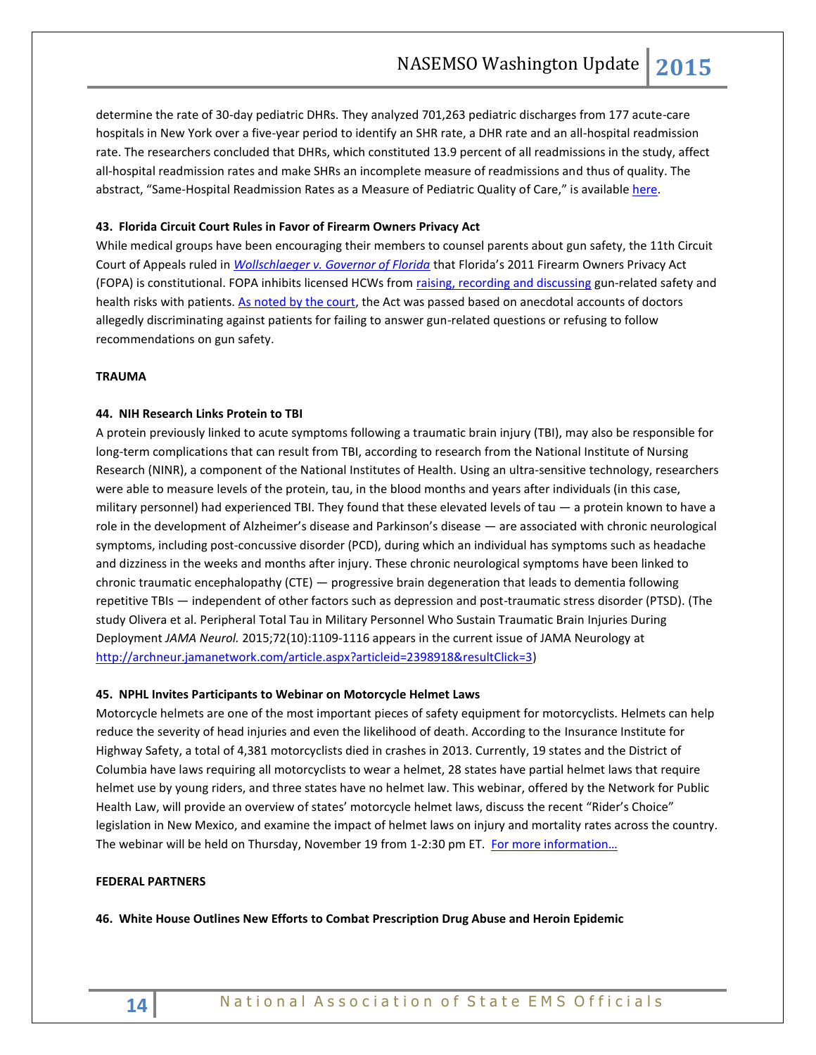determine the rate of 30-day pediatric DHRs. They analyzed 701,263 pediatric discharges from 177 acute-care hospitals in New York over a five-year period to identify an SHR rate, a DHR rate and an all-hospital readmission rate. The researchers concluded that DHRs, which constituted 13.9 percent of all readmissions in the study, affect all-hospital readmission rates and make SHRs an incomplete measure of readmissions and thus of quality. The abstract, "Same-Hospital Readmission Rates as a Measure of Pediatric Quality of Care," is available here.

**43. Florida Circuit Court Rules in Favor of Firearm Owners Privacy Act**

While medical groups have been encouraging their members to counsel parents about gun safety, the 11th Circuit Court of Appeals ruled in *Wollschlaeger v. Governor of Florida* that Florida's 2011 Firearm Owners Privacy Act (FOPA) is constitutional. FOPA inhibits licensed HCWs from raising, recording and discussing gun-related safety and health risks with patients. As noted by the court, the Act was passed based on anecdotal accounts of doctors allegedly discriminating against patients for failing to answer gun-related questions or refusing to follow recommendations on gun safety.

**TRAUMA**

**44. NIH Research Links Protein to TBI**

A protein previously linked to acute symptoms following a traumatic brain injury (TBI), may also be responsible for long-term complications that can result from TBI, according to research from the National Institute of Nursing Research (NINR), a component of the National Institutes of Health. Using an ultra-sensitive technology, researchers were able to measure levels of the protein, tau, in the blood months and years after individuals (in this case, military personnel) had experienced TBI. They found that these elevated levels of tau — a protein known to have a role in the development of Alzheimer's disease and Parkinson's disease — are associated with chronic neurological symptoms, including post-concussive disorder (PCD), during which an individual has symptoms such as headache and dizziness in the weeks and months after injury. These chronic neurological symptoms have been linked to chronic traumatic encephalopathy (CTE) — progressive brain degeneration that leads to dementia following repetitive TBIs — independent of other factors such as depression and post-traumatic stress disorder (PTSD). (The study Olivera et al. Peripheral Total Tau in Military Personnel Who Sustain Traumatic Brain Injuries During Deployment *JAMA Neurol.* 2015;72(10):1109-1116 appears in the current issue of JAMA Neurology at http://archneur.jamanetwork.com/article.aspx?articleid=2398918&resultClick=3)

**45. NPHL Invites Participants to Webinar on Motorcycle Helmet Laws**

Motorcycle helmets are one of the most important pieces of safety equipment for motorcyclists. Helmets can help reduce the severity of head injuries and even the likelihood of death. According to the Insurance Institute for Highway Safety, a total of 4,381 motorcyclists died in crashes in 2013. Currently, 19 states and the District of Columbia have laws requiring all motorcyclists to wear a helmet, 28 states have partial helmet laws that require helmet use by young riders, and three states have no helmet law. This webinar, offered by the Network for Public Health Law, will provide an overview of states' motorcycle helmet laws, discuss the recent "Rider's Choice" legislation in New Mexico, and examine the impact of helmet laws on injury and mortality rates across the country. The webinar will be held on Thursday, November 19 from 1-2:30 pm ET. For more information…

**FEDERAL PARTNERS**

**46. White House Outlines New Efforts to Combat Prescription Drug Abuse and Heroin Epidemic**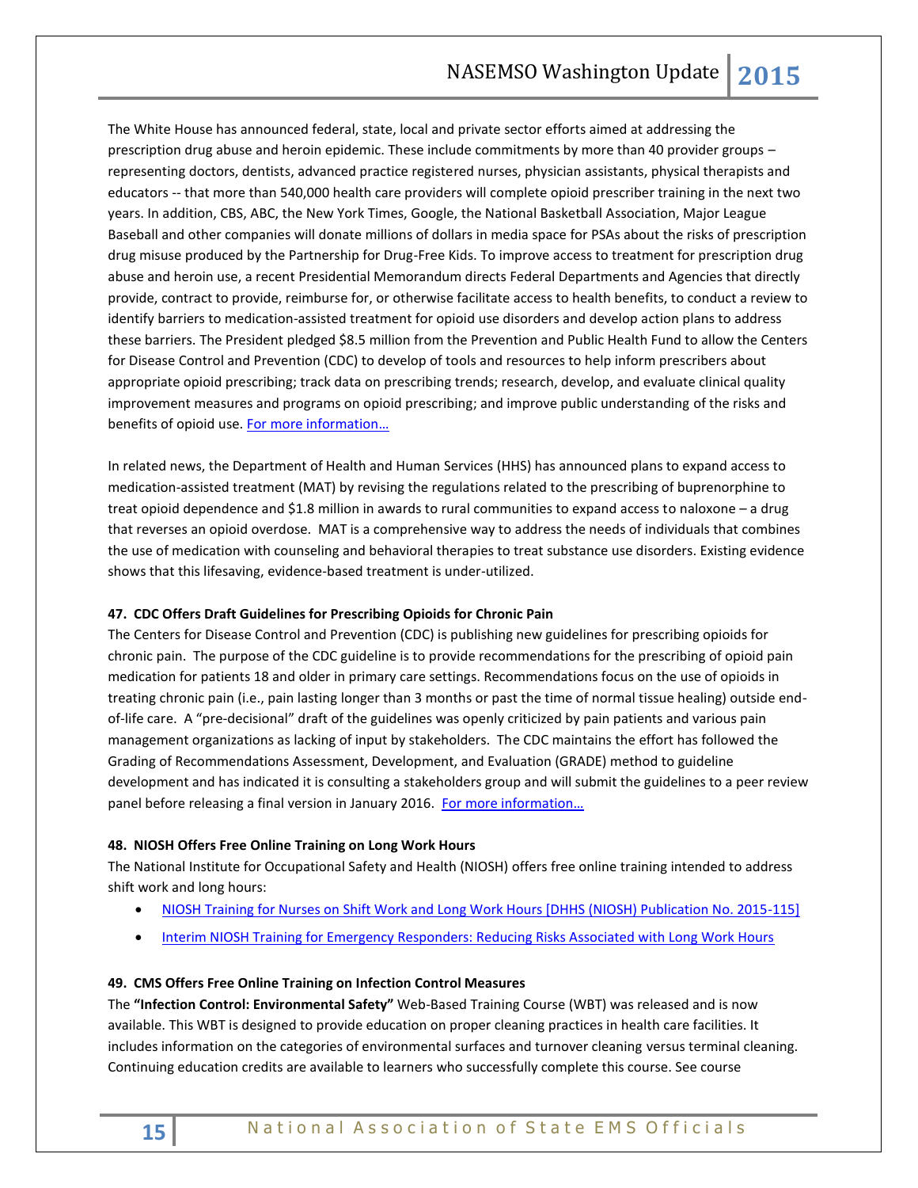The White House has announced federal, state, local and private sector efforts aimed at addressing the prescription drug abuse and heroin epidemic. These include commitments by more than 40 provider groups – representing doctors, dentists, advanced practice registered nurses, physician assistants, physical therapists and educators -- that more than 540,000 health care providers will complete opioid prescriber training in the next two years. In addition, CBS, ABC, the New York Times, Google, the National Basketball Association, Major League Baseball and other companies will donate millions of dollars in media space for PSAs about the risks of prescription drug misuse produced by the Partnership for Drug-Free Kids. To improve access to treatment for prescription drug abuse and heroin use, a recent Presidential Memorandum directs Federal Departments and Agencies that directly provide, contract to provide, reimburse for, or otherwise facilitate access to health benefits, to conduct a review to identify barriers to medication-assisted treatment for opioid use disorders and develop action plans to address these barriers. The President pledged $8.5 million from the Prevention and Public Health Fund to allow the Centers for Disease Control and Prevention (CDC) to develop of tools and resources to help inform prescribers about appropriate opioid prescribing; track data on prescribing trends; research, develop, and evaluate clinical quality improvement measures and programs on opioid prescribing; and improve public understanding of the risks and benefits of opioid use. [For more information…]

In related news, the Department of Health and Human Services (HHS) has announced plans to expand access to medication-assisted treatment (MAT) by revising the regulations related to the prescribing of buprenorphine to treat opioid dependence and $1.8 million in awards to rural communities to expand access to naloxone – a drug that reverses an opioid overdose. MAT is a comprehensive way to address the needs of individuals that combines the use of medication with counseling and behavioral therapies to treat substance use disorders. Existing evidence shows that this lifesaving, evidence-based treatment is under-utilized.

**47. CDC Offers Draft Guidelines for Prescribing Opioids for Chronic Pain**

The Centers for Disease Control and Prevention (CDC) is publishing new guidelines for prescribing opioids for chronic pain. The purpose of the CDC guideline is to provide recommendations for the prescribing of opioid pain medication for patients 18 and older in primary care settings. Recommendations focus on the use of opioids in treating chronic pain (i.e., pain lasting longer than 3 months or past the time of normal tissue healing) outside end-of-life care. A "pre-decisional" draft of the guidelines was openly criticized by pain patients and various pain management organizations as lacking of input by stakeholders. The CDC maintains the effort has followed the Grading of Recommendations Assessment, Development, and Evaluation (GRADE) method to guideline development and has indicated it is consulting a stakeholders group and will submit the guidelines to a peer review panel before releasing a final version in January 2016. [For more information…]

**48. NIOSH Offers Free Online Training on Long Work Hours**

The National Institute for Occupational Safety and Health (NIOSH) offers free online training intended to address shift work and long hours:

- [NIOSH Training for Nurses on Shift Work and Long Work Hours [DHHS (NIOSH) Publication No. 2015-115]]
- [Interim NIOSH Training for Emergency Responders: Reducing Risks Associated with Long Work Hours]

**49. CMS Offers Free Online Training on Infection Control Measures**

The **"Infection Control: Environmental Safety"** Web-Based Training Course (WBT) was released and is now available. This WBT is designed to provide education on proper cleaning practices in health care facilities. It includes information on the categories of environmental surfaces and turnover cleaning versus terminal cleaning. Continuing education credits are available to learners who successfully complete this course. See course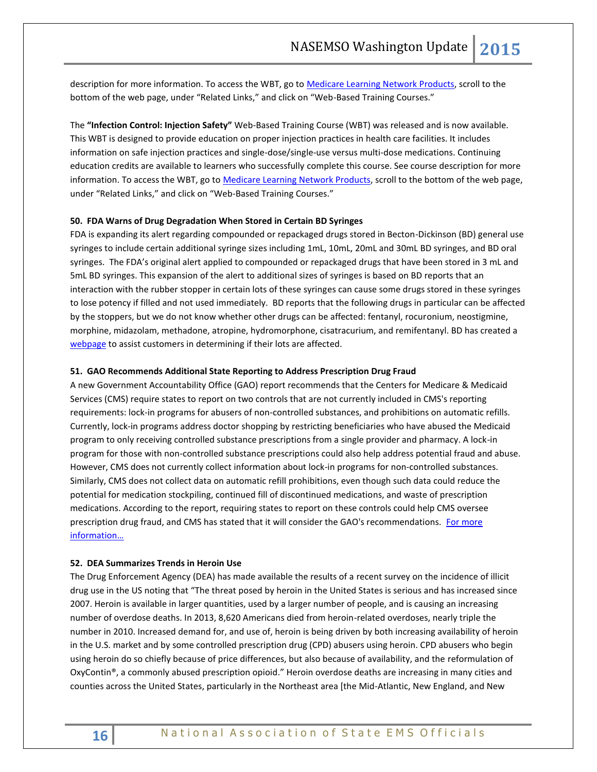description for more information. To access the WBT, go to [Medicare Learning Network Products](), scroll to the bottom of the web page, under "Related Links," and click on "Web-Based Training Courses."

The **"Infection Control: Injection Safety"** Web-Based Training Course (WBT) was released and is now available. This WBT is designed to provide education on proper injection practices in health care facilities. It includes information on safe injection practices and single-dose/single-use versus multi-dose medications. Continuing education credits are available to learners who successfully complete this course. See course description for more information. To access the WBT, go to [Medicare Learning Network Products](), scroll to the bottom of the web page, under "Related Links," and click on "Web-Based Training Courses."

**50. FDA Warns of Drug Degradation When Stored in Certain BD Syringes**

FDA is expanding its alert regarding compounded or repackaged drugs stored in Becton-Dickinson (BD) general use syringes to include certain additional syringe sizes including 1mL, 10mL, 20mL and 30mL BD syringes, and BD oral syringes. The FDA's original alert applied to compounded or repackaged drugs that have been stored in 3 mL and 5mL BD syringes. This expansion of the alert to additional sizes of syringes is based on BD reports that an interaction with the rubber stopper in certain lots of these syringes can cause some drugs stored in these syringes to lose potency if filled and not used immediately. BD reports that the following drugs in particular can be affected by the stoppers, but we do not know whether other drugs can be affected: fentanyl, rocuronium, neostigmine, morphine, midazolam, methadone, atropine, hydromorphone, cisatracurium, and remifentanyl. BD has created a [webpage]() to assist customers in determining if their lots are affected.

**51. GAO Recommends Additional State Reporting to Address Prescription Drug Fraud**

A new Government Accountability Office (GAO) report recommends that the Centers for Medicare & Medicaid Services (CMS) require states to report on two controls that are not currently included in CMS's reporting requirements: lock-in programs for abusers of non-controlled substances, and prohibitions on automatic refills. Currently, lock-in programs address doctor shopping by restricting beneficiaries who have abused the Medicaid program to only receiving controlled substance prescriptions from a single provider and pharmacy. A lock-in program for those with non-controlled substance prescriptions could also help address potential fraud and abuse. However, CMS does not currently collect information about lock-in programs for non-controlled substances. Similarly, CMS does not collect data on automatic refill prohibitions, even though such data could reduce the potential for medication stockpiling, continued fill of discontinued medications, and waste of prescription medications. According to the report, requiring states to report on these controls could help CMS oversee prescription drug fraud, and CMS has stated that it will consider the GAO's recommendations. [For more information…]()

**52. DEA Summarizes Trends in Heroin Use**

The Drug Enforcement Agency (DEA) has made available the results of a recent survey on the incidence of illicit drug use in the US noting that "The threat posed by heroin in the United States is serious and has increased since 2007. Heroin is available in larger quantities, used by a larger number of people, and is causing an increasing number of overdose deaths. In 2013, 8,620 Americans died from heroin-related overdoses, nearly triple the number in 2010. Increased demand for, and use of, heroin is being driven by both increasing availability of heroin in the U.S. market and by some controlled prescription drug (CPD) abusers using heroin. CPD abusers who begin using heroin do so chiefly because of price differences, but also because of availability, and the reformulation of OxyContin®, a commonly abused prescription opioid." Heroin overdose deaths are increasing in many cities and counties across the United States, particularly in the Northeast area [the Mid-Atlantic, New England, and New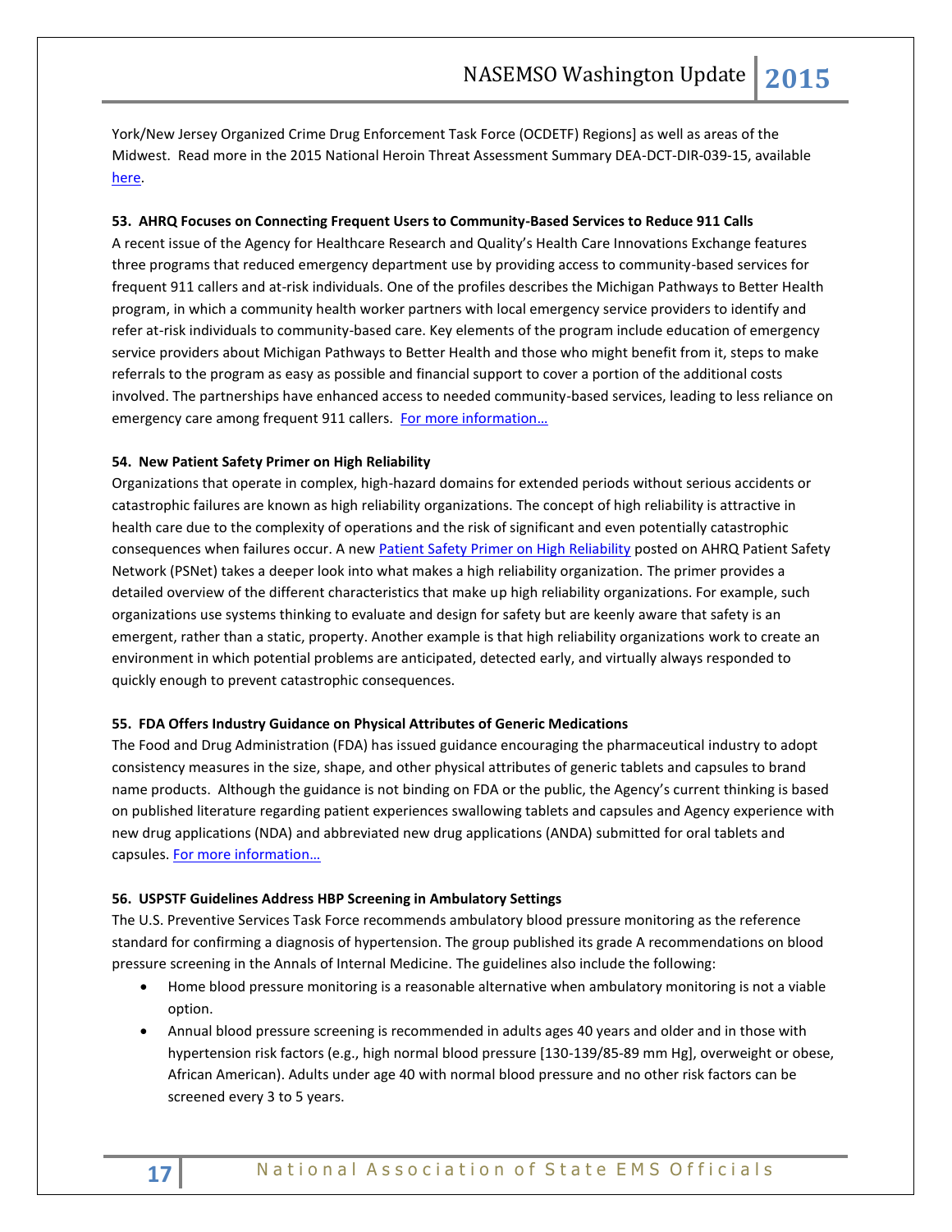York/New Jersey Organized Crime Drug Enforcement Task Force (OCDETF) Regions] as well as areas of the Midwest. Read more in the 2015 National Heroin Threat Assessment Summary DEA-DCT-DIR-039-15, available here.

**53. AHRQ Focuses on Connecting Frequent Users to Community-Based Services to Reduce 911 Calls**

A recent issue of the Agency for Healthcare Research and Quality's Health Care Innovations Exchange features three programs that reduced emergency department use by providing access to community-based services for frequent 911 callers and at-risk individuals. One of the profiles describes the Michigan Pathways to Better Health program, in which a community health worker partners with local emergency service providers to identify and refer at-risk individuals to community-based care. Key elements of the program include education of emergency service providers about Michigan Pathways to Better Health and those who might benefit from it, steps to make referrals to the program as easy as possible and financial support to cover a portion of the additional costs involved. The partnerships have enhanced access to needed community-based services, leading to less reliance on emergency care among frequent 911 callers. For more information…

**54. New Patient Safety Primer on High Reliability**

Organizations that operate in complex, high-hazard domains for extended periods without serious accidents or catastrophic failures are known as high reliability organizations. The concept of high reliability is attractive in health care due to the complexity of operations and the risk of significant and even potentially catastrophic consequences when failures occur. A new Patient Safety Primer on High Reliability posted on AHRQ Patient Safety Network (PSNet) takes a deeper look into what makes a high reliability organization. The primer provides a detailed overview of the different characteristics that make up high reliability organizations. For example, such organizations use systems thinking to evaluate and design for safety but are keenly aware that safety is an emergent, rather than a static, property. Another example is that high reliability organizations work to create an environment in which potential problems are anticipated, detected early, and virtually always responded to quickly enough to prevent catastrophic consequences.

**55. FDA Offers Industry Guidance on Physical Attributes of Generic Medications**

The Food and Drug Administration (FDA) has issued guidance encouraging the pharmaceutical industry to adopt consistency measures in the size, shape, and other physical attributes of generic tablets and capsules to brand name products. Although the guidance is not binding on FDA or the public, the Agency's current thinking is based on published literature regarding patient experiences swallowing tablets and capsules and Agency experience with new drug applications (NDA) and abbreviated new drug applications (ANDA) submitted for oral tablets and capsules. For more information…

**56. USPSTF Guidelines Address HBP Screening in Ambulatory Settings**

The U.S. Preventive Services Task Force recommends ambulatory blood pressure monitoring as the reference standard for confirming a diagnosis of hypertension. The group published its grade A recommendations on blood pressure screening in the Annals of Internal Medicine. The guidelines also include the following:

- Home blood pressure monitoring is a reasonable alternative when ambulatory monitoring is not a viable option.
- Annual blood pressure screening is recommended in adults ages 40 years and older and in those with hypertension risk factors (e.g., high normal blood pressure [130-139/85-89 mm Hg], overweight or obese, African American). Adults under age 40 with normal blood pressure and no other risk factors can be screened every 3 to 5 years.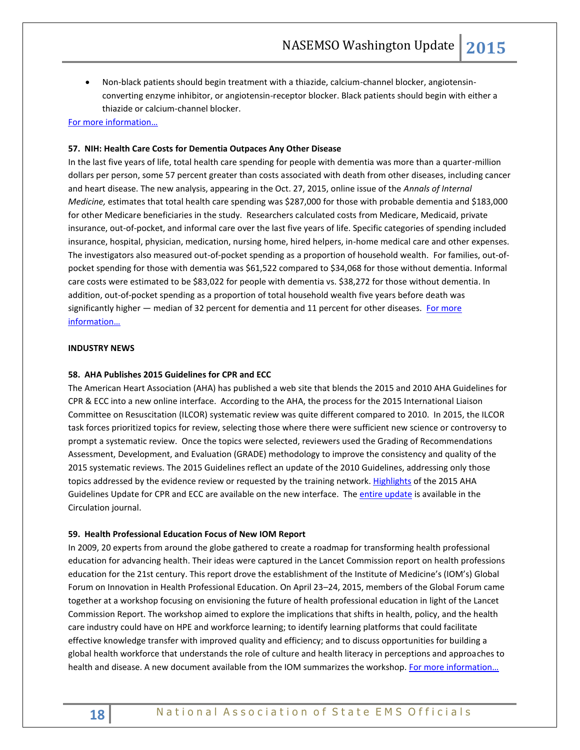- Non-black patients should begin treatment with a thiazide, calcium-channel blocker, angiotensin-converting enzyme inhibitor, or angiotensin-receptor blocker. Black patients should begin with either a thiazide or calcium-channel blocker.

For more information…

**57. NIH: Health Care Costs for Dementia Outpaces Any Other Disease**

In the last five years of life, total health care spending for people with dementia was more than a quarter-million dollars per person, some 57 percent greater than costs associated with death from other diseases, including cancer and heart disease. The new analysis, appearing in the Oct. 27, 2015, online issue of the *Annals of Internal Medicine,* estimates that total health care spending was $287,000 for those with probable dementia and $183,000 for other Medicare beneficiaries in the study. Researchers calculated costs from Medicare, Medicaid, private insurance, out-of-pocket, and informal care over the last five years of life. Specific categories of spending included insurance, hospital, physician, medication, nursing home, hired helpers, in-home medical care and other expenses. The investigators also measured out-of-pocket spending as a proportion of household wealth. For families, out-of-pocket spending for those with dementia was $61,522 compared to $34,068 for those without dementia. Informal care costs were estimated to be $83,022 for people with dementia vs. $38,272 for those without dementia. In addition, out-of-pocket spending as a proportion of total household wealth five years before death was significantly higher — median of 32 percent for dementia and 11 percent for other diseases. For more information…

**INDUSTRY NEWS**

**58. AHA Publishes 2015 Guidelines for CPR and ECC**

The American Heart Association (AHA) has published a web site that blends the 2015 and 2010 AHA Guidelines for CPR & ECC into a new online interface. According to the AHA, the process for the 2015 International Liaison Committee on Resuscitation (ILCOR) systematic review was quite different compared to 2010. In 2015, the ILCOR task forces prioritized topics for review, selecting those where there were sufficient new science or controversy to prompt a systematic review. Once the topics were selected, reviewers used the Grading of Recommendations Assessment, Development, and Evaluation (GRADE) methodology to improve the consistency and quality of the 2015 systematic reviews. The 2015 Guidelines reflect an update of the 2010 Guidelines, addressing only those topics addressed by the evidence review or requested by the training network. Highlights of the 2015 AHA Guidelines Update for CPR and ECC are available on the new interface. The entire update is available in the Circulation journal.

**59. Health Professional Education Focus of New IOM Report**

In 2009, 20 experts from around the globe gathered to create a roadmap for transforming health professional education for advancing health. Their ideas were captured in the Lancet Commission report on health professions education for the 21st century. This report drove the establishment of the Institute of Medicine's (IOM's) Global Forum on Innovation in Health Professional Education. On April 23–24, 2015, members of the Global Forum came together at a workshop focusing on envisioning the future of health professional education in light of the Lancet Commission Report. The workshop aimed to explore the implications that shifts in health, policy, and the health care industry could have on HPE and workforce learning; to identify learning platforms that could facilitate effective knowledge transfer with improved quality and efficiency; and to discuss opportunities for building a global health workforce that understands the role of culture and health literacy in perceptions and approaches to health and disease. A new document available from the IOM summarizes the workshop. For more information…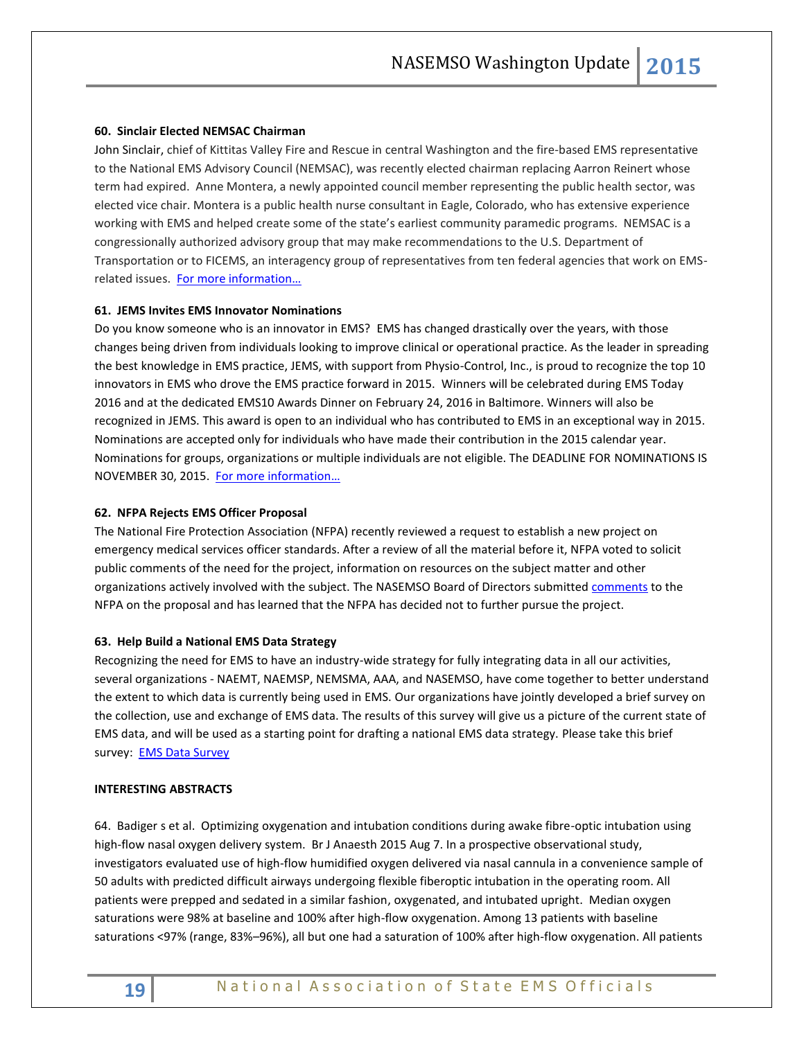### 60. Sinclair Elected NEMSAC Chairman

John Sinclair, chief of Kittitas Valley Fire and Rescue in central Washington and the fire-based EMS representative to the National EMS Advisory Council (NEMSAC), was recently elected chairman replacing Aarron Reinert whose term had expired. Anne Montera, a newly appointed council member representing the public health sector, was elected vice chair. Montera is a public health nurse consultant in Eagle, Colorado, who has extensive experience working with EMS and helped create some of the state's earliest community paramedic programs. NEMSAC is a congressionally authorized advisory group that may make recommendations to the U.S. Department of Transportation or to FICEMS, an interagency group of representatives from ten federal agencies that work on EMS-related issues. For more information…

### 61. JEMS Invites EMS Innovator Nominations

Do you know someone who is an innovator in EMS? EMS has changed drastically over the years, with those changes being driven from individuals looking to improve clinical or operational practice. As the leader in spreading the best knowledge in EMS practice, JEMS, with support from Physio-Control, Inc., is proud to recognize the top 10 innovators in EMS who drove the EMS practice forward in 2015. Winners will be celebrated during EMS Today 2016 and at the dedicated EMS10 Awards Dinner on February 24, 2016 in Baltimore. Winners will also be recognized in JEMS. This award is open to an individual who has contributed to EMS in an exceptional way in 2015. Nominations are accepted only for individuals who have made their contribution in the 2015 calendar year. Nominations for groups, organizations or multiple individuals are not eligible. The DEADLINE FOR NOMINATIONS IS NOVEMBER 30, 2015. For more information…

### 62. NFPA Rejects EMS Officer Proposal

The National Fire Protection Association (NFPA) recently reviewed a request to establish a new project on emergency medical services officer standards. After a review of all the material before it, NFPA voted to solicit public comments of the need for the project, information on resources on the subject matter and other organizations actively involved with the subject. The NASEMSO Board of Directors submitted comments to the NFPA on the proposal and has learned that the NFPA has decided not to further pursue the project.

### 63. Help Build a National EMS Data Strategy

Recognizing the need for EMS to have an industry-wide strategy for fully integrating data in all our activities, several organizations - NAEMT, NAEMSP, NEMSMA, AAA, and NASEMSO, have come together to better understand the extent to which data is currently being used in EMS. Our organizations have jointly developed a brief survey on the collection, use and exchange of EMS data. The results of this survey will give us a picture of the current state of EMS data, and will be used as a starting point for drafting a national EMS data strategy. Please take this brief survey: EMS Data Survey

## INTERESTING ABSTRACTS

64. Badiger s et al. Optimizing oxygenation and intubation conditions during awake fibre-optic intubation using high-flow nasal oxygen delivery system. Br J Anaesth 2015 Aug 7. In a prospective observational study, investigators evaluated use of high-flow humidified oxygen delivered via nasal cannula in a convenience sample of 50 adults with predicted difficult airways undergoing flexible fiberoptic intubation in the operating room. All patients were prepped and sedated in a similar fashion, oxygenated, and intubated upright. Median oxygen saturations were 98% at baseline and 100% after high-flow oxygenation. Among 13 patients with baseline saturations <97% (range, 83%–96%), all but one had a saturation of 100% after high-flow oxygenation. All patients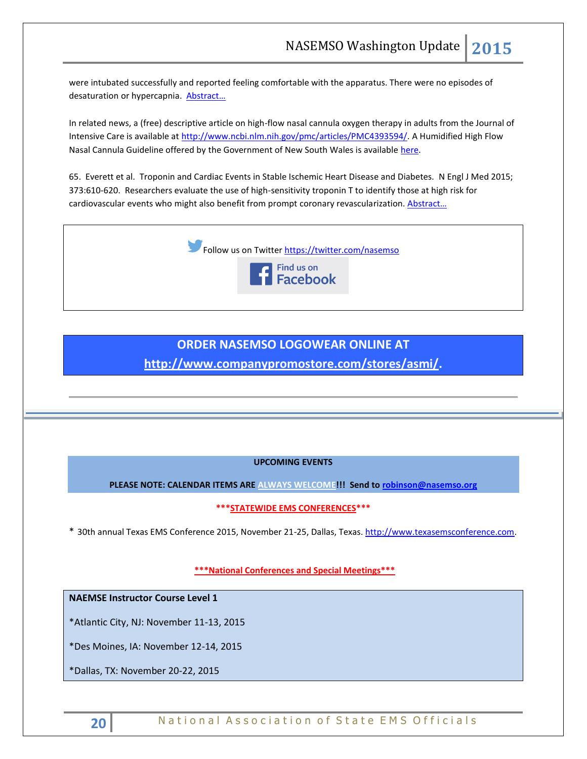were intubated successfully and reported feeling comfortable with the apparatus. There were no episodes of desaturation or hypercapnia. [Abstract…]

In related news, a (free) descriptive article on high-flow nasal cannula oxygen therapy in adults from the Journal of Intensive Care is available at http://www.ncbi.nlm.nih.gov/pmc/articles/PMC4393594/. A Humidified High Flow Nasal Cannula Guideline offered by the Government of New South Wales is available [here].

65. Everett et al. Troponin and Cardiac Events in Stable Ischemic Heart Disease and Diabetes. N Engl J Med 2015; 373:610-620. Researchers evaluate the use of high-sensitivity troponin T to identify those at high risk for cardiovascular events who might also benefit from prompt coronary revascularization. [Abstract…]

Follow us on Twitter https://twitter.com/nasemso

Find us on Facebook

**ORDER NASEMSO LOGOWEAR ONLINE AT http://www.companypromostore.com/stores/asmi/.**

---

**UPCOMING EVENTS**

**PLEASE NOTE: CALENDAR ITEMS ARE ALWAYS WELCOME!!! Send to robinson@nasemso.org**

**\*\*\*STATEWIDE EMS CONFERENCES\*\*\***

\* 30th annual Texas EMS Conference 2015, November 21-25, Dallas, Texas. http://www.texasemsconference.com.

**\*\*\*National Conferences and Special Meetings\*\*\***

**NAEMSE Instructor Course Level 1**

*Atlantic City, NJ: November 11-13, 2015

*Des Moines, IA: November 12-14, 2015

*Dallas, TX: November 20-22, 2015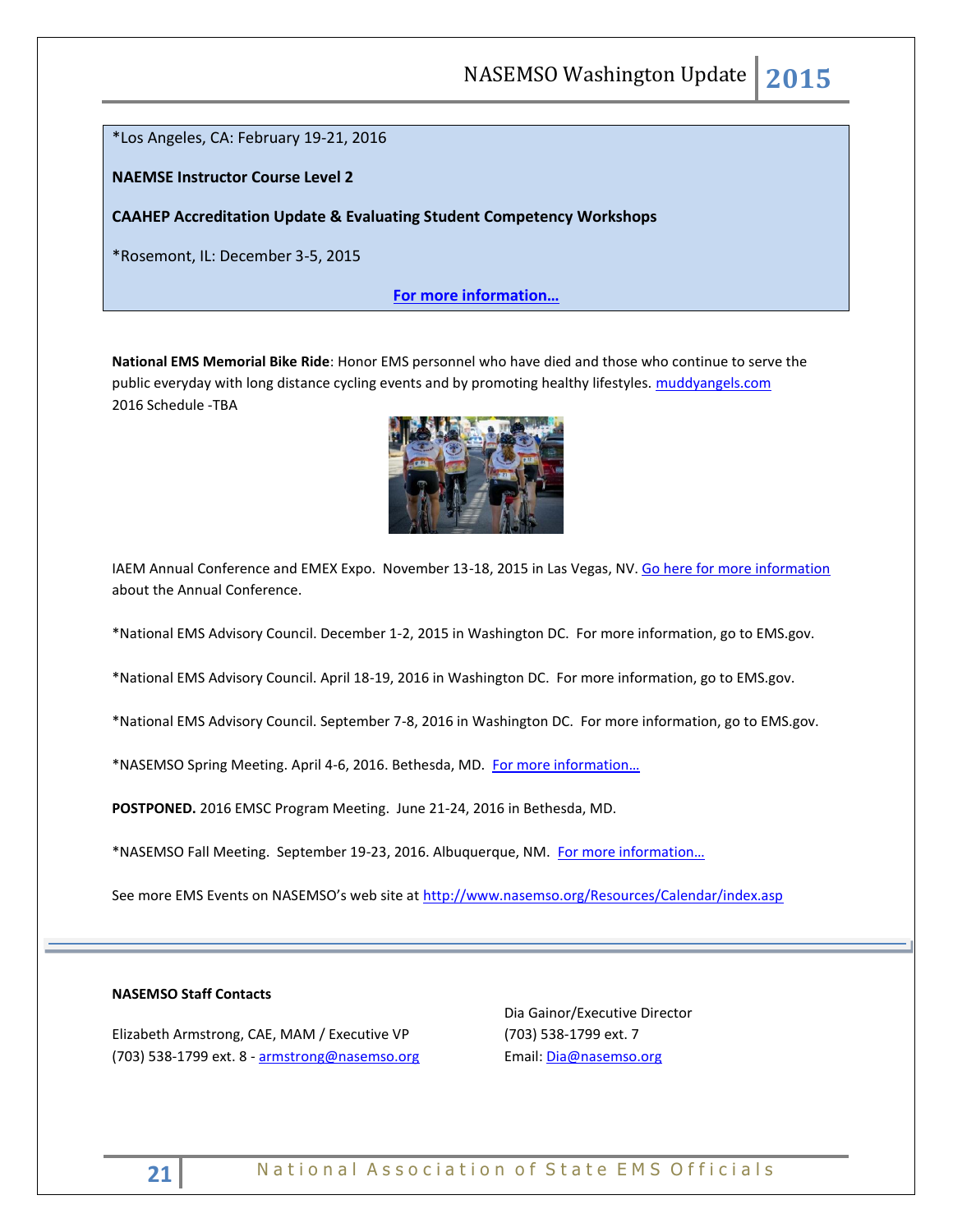*Los Angeles, CA: February 19-21, 2016

**NAEMSE Instructor Course Level 2**

**CAAHEP Accreditation Update & Evaluating Student Competency Workshops**

*Rosemont, IL: December 3-5, 2015

**For more information…**

**National EMS Memorial Bike Ride**: Honor EMS personnel who have died and those who continue to serve the public everyday with long distance cycling events and by promoting healthy lifestyles. muddyangels.com
2016 Schedule -TBA

IAEM Annual Conference and EMEX Expo. November 13-18, 2015 in Las Vegas, NV. Go here for more information about the Annual Conference.

*National EMS Advisory Council. December 1-2, 2015 in Washington DC. For more information, go to EMS.gov.

*National EMS Advisory Council. April 18-19, 2016 in Washington DC. For more information, go to EMS.gov.

*National EMS Advisory Council. September 7-8, 2016 in Washington DC. For more information, go to EMS.gov.

*NASEMSO Spring Meeting. April 4-6, 2016. Bethesda, MD. For more information…

**POSTPONED.** 2016 EMSC Program Meeting. June 21-24, 2016 in Bethesda, MD.

*NASEMSO Fall Meeting. September 19-23, 2016. Albuquerque, NM. For more information…

See more EMS Events on NASEMSO's web site at http://www.nasemso.org/Resources/Calendar/index.asp

---

**NASEMSO Staff Contacts**

Elizabeth Armstrong, CAE, MAM / Executive VP
(703) 538-1799 ext. 8 - armstrong@nasemso.org

Dia Gainor/Executive Director
(703) 538-1799 ext. 7
Email: Dia@nasemso.org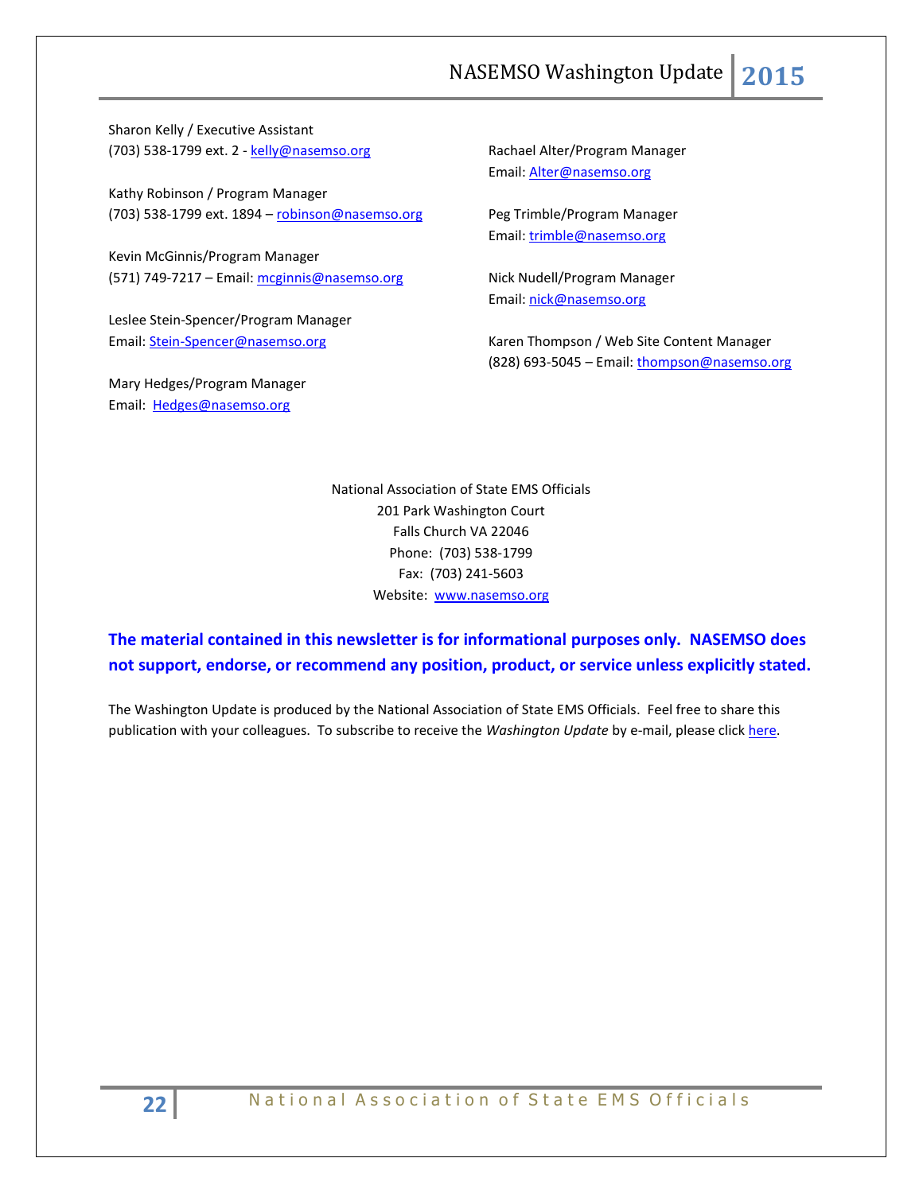Sharon Kelly / Executive Assistant
(703) 538-1799 ext. 2 - kelly@nasemso.org

Kathy Robinson / Program Manager
(703) 538-1799 ext. 1894 – robinson@nasemso.org

Kevin McGinnis/Program Manager
(571) 749-7217 – Email: mcginnis@nasemso.org

Leslee Stein-Spencer/Program Manager
Email: Stein-Spencer@nasemso.org

Mary Hedges/Program Manager
Email: Hedges@nasemso.org

Rachael Alter/Program Manager
Email: Alter@nasemso.org

Peg Trimble/Program Manager
Email: trimble@nasemso.org

Nick Nudell/Program Manager
Email: nick@nasemso.org

Karen Thompson / Web Site Content Manager
(828) 693-5045 – Email: thompson@nasemso.org

National Association of State EMS Officials
201 Park Washington Court
Falls Church VA 22046
Phone: (703) 538-1799
Fax: (703) 241-5603
Website: www.nasemso.org

**The material contained in this newsletter is for informational purposes only. NASEMSO does not support, endorse, or recommend any position, product, or service unless explicitly stated.**

The Washington Update is produced by the National Association of State EMS Officials. Feel free to share this publication with your colleagues. To subscribe to receive the *Washington Update* by e-mail, please click here.